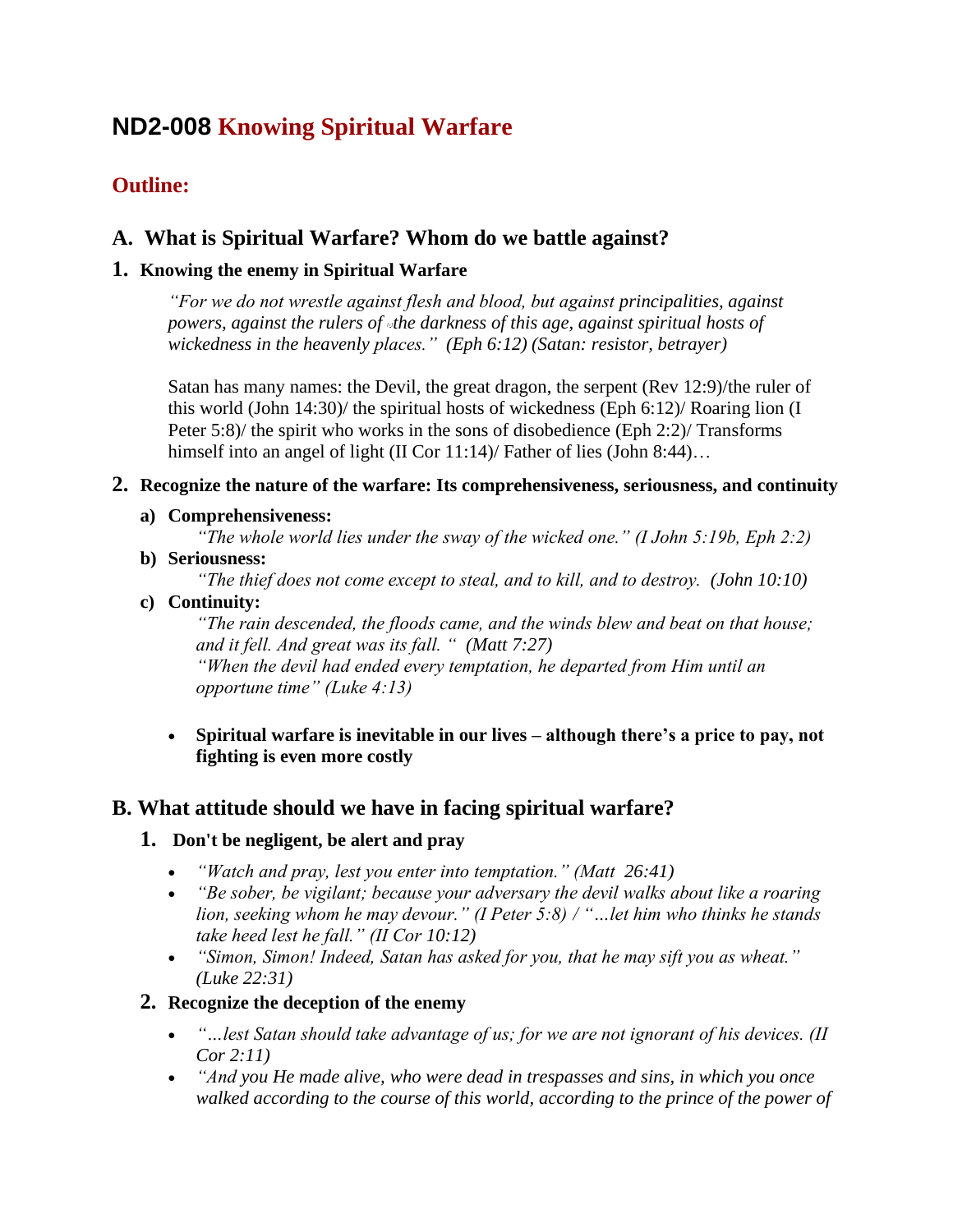# ND2-008 Knowing Spiritual Warfare

## Outline:

## A. What is Spiritual Warfare? Whom do we battle against?

### 1. Knowing the enemy in Spiritual Warfare

> *"For we do not wrestle against flesh and blood, but against principalities, against powers, against the rulers of the darkness of this age, against spiritual hosts of wickedness in the heavenly places." (Eph 6:12) (Satan: resistor, betrayer)*

> Satan has many names: the Devil, the great dragon, the serpent (Rev 12:9)/the ruler of this world (John 14:30)/ the spiritual hosts of wickedness (Eph 6:12)/ Roaring lion (I Peter 5:8)/ the spirit who works in the sons of disobedience (Eph 2:2)/ Transforms himself into an angel of light (II Cor 11:14)/ Father of lies (John 8:44)…

### 2. Recognize the nature of the warfare: Its comprehensiveness, seriousness, and continuity

**a) Comprehensiveness:**

> *"The whole world lies under the sway of the wicked one." (I John 5:19b, Eph 2:2)*

**b) Seriousness:**

> *"The thief does not come except to steal, and to kill, and to destroy. (John 10:10)*

**c) Continuity:**

> *"The rain descended, the floods came, and the winds blew and beat on that house; and it fell. And great was its fall. " (Matt 7:27)*
>
> *"When the devil had ended every temptation, he departed from Him until an opportune time" (Luke 4:13)*

- **Spiritual warfare is inevitable in our lives – although there's a price to pay, not fighting is even more costly**

## B. What attitude should we have in facing spiritual warfare?

### 1. Don't be negligent, be alert and pray

- *"Watch and pray, lest you enter into temptation." (Matt 26:41)*
- *"Be sober, be vigilant; because your adversary the devil walks about like a roaring lion, seeking whom he may devour." (I Peter 5:8) / "…let him who thinks he stands take heed lest he fall." (II Cor 10:12)*
- *"Simon, Simon! Indeed, Satan has asked for you, that he may sift you as wheat." (Luke 22:31)*

### 2. Recognize the deception of the enemy

- *"…lest Satan should take advantage of us; for we are not ignorant of his devices. (II Cor 2:11)*
- *"And you He made alive, who were dead in trespasses and sins, in which you once walked according to the course of this world, according to the prince of the power of*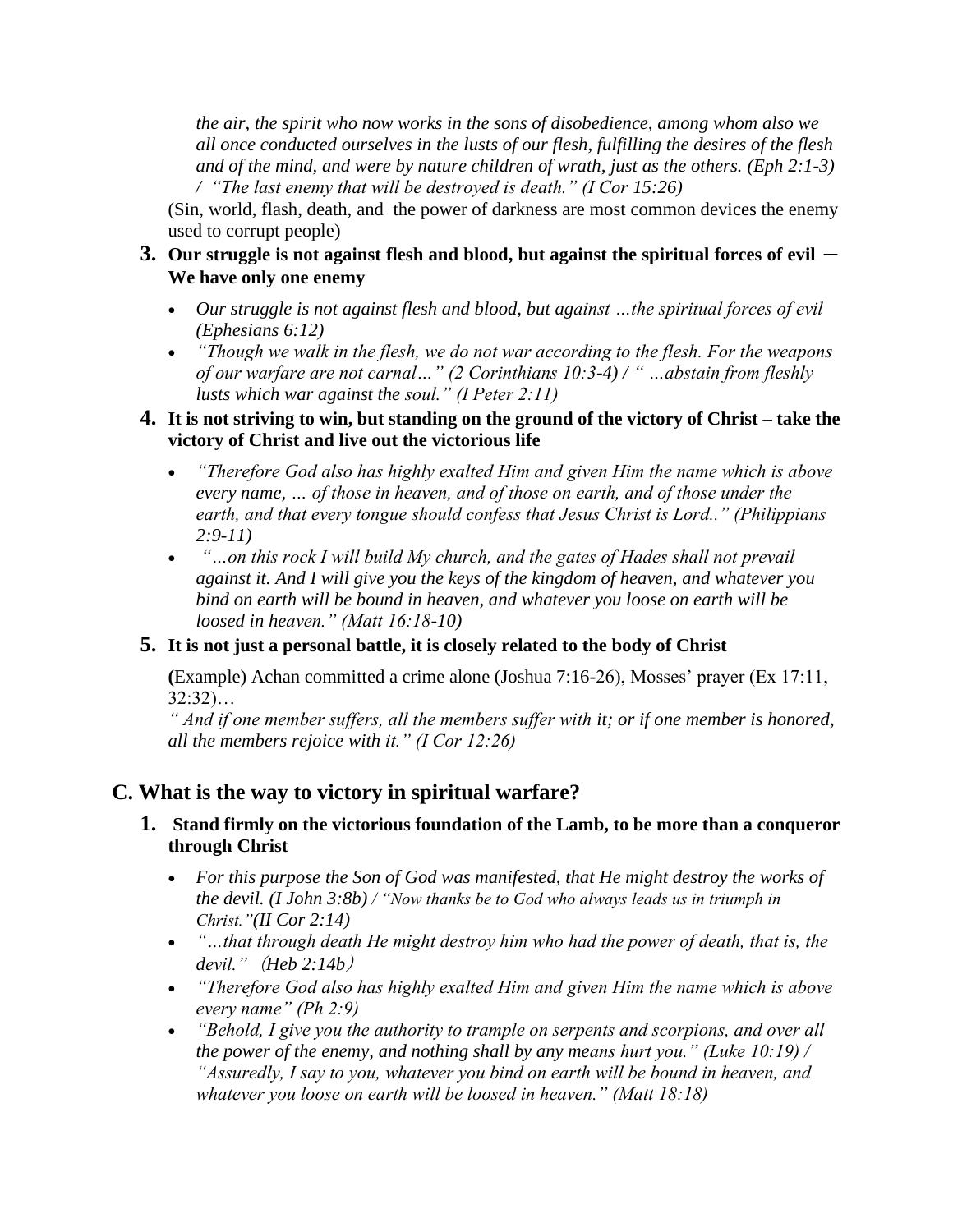*the air, the spirit who now works in the sons of disobedience, among whom also we all once conducted ourselves in the lusts of our flesh, fulfilling the desires of the flesh and of the mind, and were by nature children of wrath, just as the others. (Eph 2:1-3) / "The last enemy that will be destroyed is death." (I Cor 15:26)*

(Sin, world, flash, death, and the power of darkness are most common devices the enemy used to corrupt people)

**3. Our struggle is not against flesh and blood, but against the spiritual forces of evil – We have only one enemy**

- *Our struggle is not against flesh and blood, but against …the spiritual forces of evil (Ephesians 6:12)*
- *"Though we walk in the flesh, we do not war according to the flesh. For the weapons of our warfare are not carnal…" (2 Corinthians 10:3-4) / " …abstain from fleshly lusts which war against the soul." (I Peter 2:11)*

**4. It is not striving to win, but standing on the ground of the victory of Christ – take the victory of Christ and live out the victorious life**

- *"Therefore God also has highly exalted Him and given Him the name which is above every name, … of those in heaven, and of those on earth, and of those under the earth, and that every tongue should confess that Jesus Christ is Lord.." (Philippians 2:9-11)*
- *"…on this rock I will build My church, and the gates of Hades shall not prevail against it. And I will give you the keys of the kingdom of heaven, and whatever you bind on earth will be bound in heaven, and whatever you loose on earth will be loosed in heaven." (Matt 16:18-10)*

**5. It is not just a personal battle, it is closely related to the body of Christ**

**(**Example) Achan committed a crime alone (Joshua 7:16-26), Mosses' prayer (Ex 17:11, 32:32)…

*" And if one member suffers, all the members suffer with it; or if one member is honored, all the members rejoice with it." (I Cor 12:26)*

## C. What is the way to victory in spiritual warfare?

**1. Stand firmly on the victorious foundation of the Lamb, to be more than a conqueror through Christ**

- *For this purpose the Son of God was manifested, that He might destroy the works of the devil. (I John 3:8b) / "Now thanks be to God who always leads us in triumph in Christ."(II Cor 2:14)*
- *"…that through death He might destroy him who had the power of death, that is, the devil." (Heb 2:14b)*
- *"Therefore God also has highly exalted Him and given Him the name which is above every name" (Ph 2:9)*
- *"Behold, I give you the authority to trample on serpents and scorpions, and over all the power of the enemy, and nothing shall by any means hurt you." (Luke 10:19) / "Assuredly, I say to you, whatever you bind on earth will be bound in heaven, and whatever you loose on earth will be loosed in heaven." (Matt 18:18)*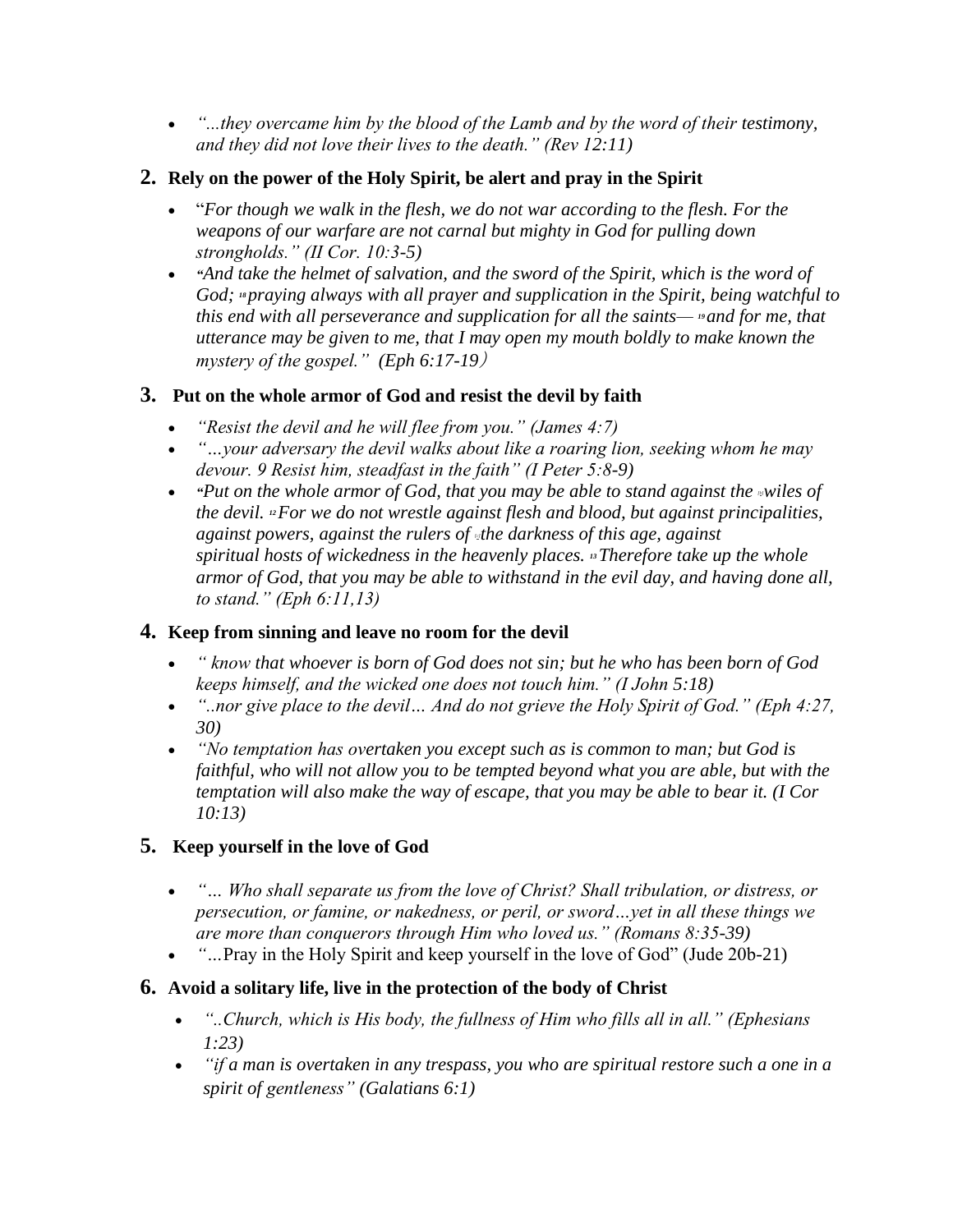- *"...they overcame him by the blood of the Lamb and by the word of their testimony, and they did not love their lives to the death." (Rev 12:11)*

## 2. Rely on the power of the Holy Spirit, be alert and pray in the Spirit

- "*For though we walk in the flesh, we do not war according to the flesh. For the weapons of our warfare are not carnal but mighty in God for pulling down strongholds." (II Cor. 10:3-5)*
- *"And take the helmet of salvation, and the sword of the Spirit, which is the word of God; [18] praying always with all prayer and supplication in the Spirit, being watchful to this end with all perseverance and supplication for all the saints— [19] and for me, that utterance may be given to me, that I may open my mouth boldly to make known the mystery of the gospel." (Eph 6:17-19)*

## 3. Put on the whole armor of God and resist the devil by faith

- *"Resist the devil and he will flee from you." (James 4:7)*
- *"…your adversary the devil walks about like a roaring lion, seeking whom he may devour. 9 Resist him, steadfast in the faith" (I Peter 5:8-9)*
- *"Put on the whole armor of God, that you may be able to stand against the wiles of the devil. [12] For we do not wrestle against flesh and blood, but against principalities, against powers, against the rulers of the darkness of this age, against spiritual hosts of wickedness in the heavenly places. [13] Therefore take up the whole armor of God, that you may be able to withstand in the evil day, and having done all, to stand." (Eph 6:11,13)*

## 4. Keep from sinning and leave no room for the devil

- *" know that whoever is born of God does not sin; but he who has been born of God keeps himself, and the wicked one does not touch him." (I John 5:18)*
- *"..nor give place to the devil… And do not grieve the Holy Spirit of God." (Eph 4:27, 30)*
- *"No temptation has overtaken you except such as is common to man; but God is faithful, who will not allow you to be tempted beyond what you are able, but with the temptation will also make the way of escape, that you may be able to bear it. (I Cor 10:13)*

## 5. Keep yourself in the love of God

- *"… Who shall separate us from the love of Christ? Shall tribulation, or distress, or persecution, or famine, or nakedness, or peril, or sword…yet in all these things we are more than conquerors through Him who loved us." (Romans 8:35-39)*
- *"…*Pray in the Holy Spirit and keep yourself in the love of God" (Jude 20b-21)

## 6. Avoid a solitary life, live in the protection of the body of Christ

- *"..Church, which is His body, the fullness of Him who fills all in all." (Ephesians 1:23)*
- *"if a man is overtaken in any trespass, you who are spiritual restore such a one in a spirit of gentleness" (Galatians 6:1)*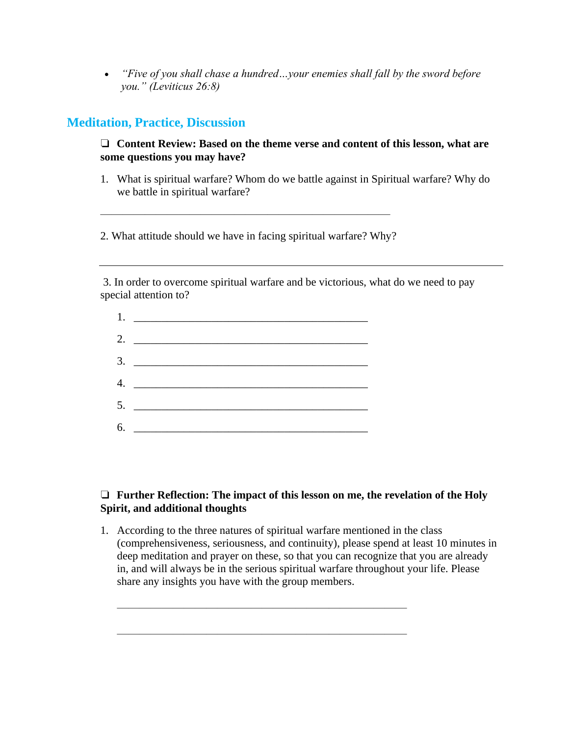- *"Five of you shall chase a hundred…your enemies shall fall by the sword before you." (Leviticus 26:8)*

## Meditation, Practice, Discussion

❑ **Content Review: Based on the theme verse and content of this lesson, what are some questions you may have?**

1. What is spiritual warfare? Whom do we battle against in Spiritual warfare? Why do we battle in spiritual warfare?

______________________________________________________

2. What attitude should we have in facing spiritual warfare? Why?

______________________________________________________

3. In order to overcome spiritual warfare and be victorious, what do we need to pay special attention to?

   1. ____________________________________________
   2. ____________________________________________
   3. ____________________________________________
   4. ____________________________________________
   5. ____________________________________________
   6. ____________________________________________

❑ **Further Reflection: The impact of this lesson on me, the revelation of the Holy Spirit, and additional thoughts**

1. According to the three natures of spiritual warfare mentioned in the class (comprehensiveness, seriousness, and continuity), please spend at least 10 minutes in deep meditation and prayer on these, so that you can recognize that you are already in, and will always be in the serious spiritual warfare throughout your life. Please share any insights you have with the group members.

______________________________________________________

______________________________________________________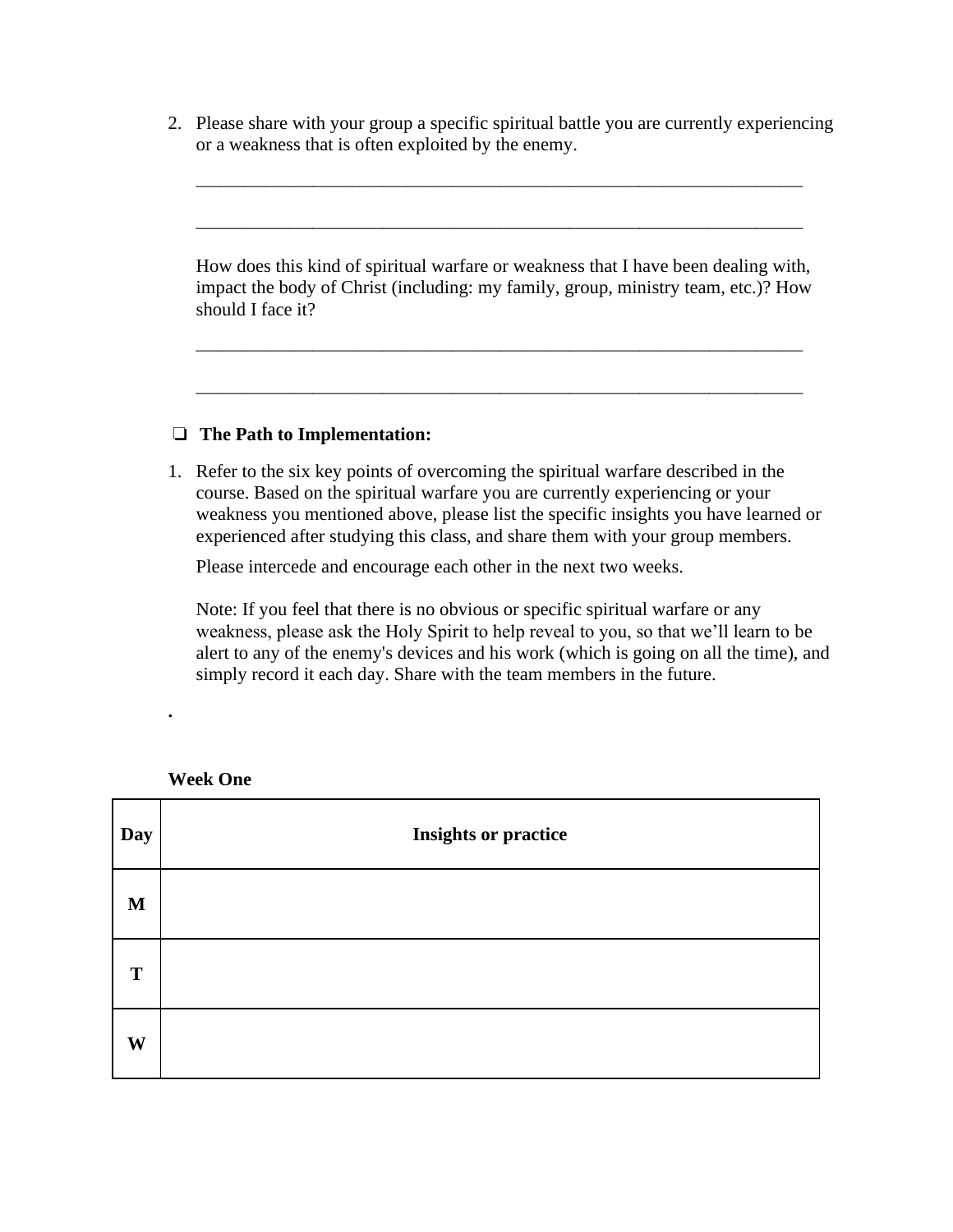2. Please share with your group a specific spiritual battle you are currently experiencing or a weakness that is often exploited by the enemy.

   ___________________________________________________________________

   ___________________________________________________________________

   How does this kind of spiritual warfare or weakness that I have been dealing with, impact the body of Christ (including: my family, group, ministry team, etc.)? How should I face it?

   ___________________________________________________________________

   ___________________________________________________________________

- ❑ **The Path to Implementation:**

1. Refer to the six key points of overcoming the spiritual warfare described in the course. Based on the spiritual warfare you are currently experiencing or your weakness you mentioned above, please list the specific insights you have learned or experienced after studying this class, and share them with your group members.

   Please intercede and encourage each other in the next two weeks.

   Note: If you feel that there is no obvious or specific spiritual warfare or any weakness, please ask the Holy Spirit to help reveal to you, so that we'll learn to be alert to any of the enemy's devices and his work (which is going on all the time), and simply record it each day. Share with the team members in the future.

.

**Week One**

| **Day** | **Insights or practice** |
|---|---|
| **M** | |
| **T** | |
| **W** | |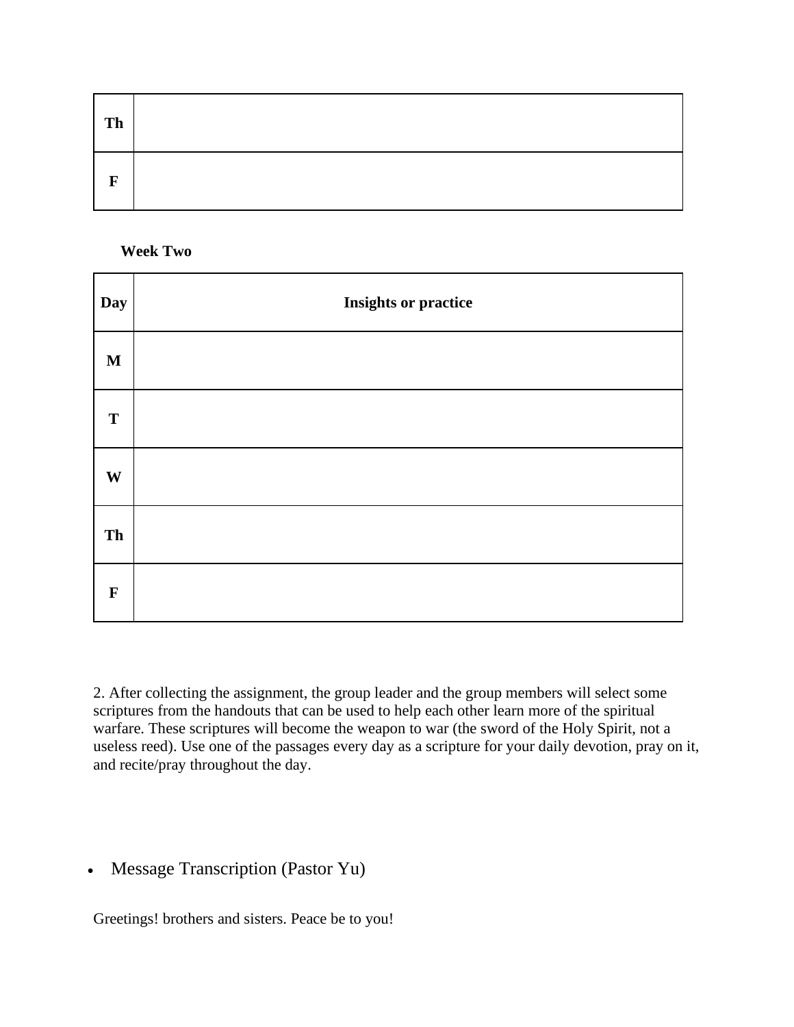| Th | |
|---|---|
| F | |

**Week Two**

| Day | Insights or practice |
|---|---|
| M | |
| T | |
| W | |
| Th | |
| F | |

2. After collecting the assignment, the group leader and the group members will select some scriptures from the handouts that can be used to help each other learn more of the spiritual warfare. These scriptures will become the weapon to war (the sword of the Holy Spirit, not a useless reed). Use one of the passages every day as a scripture for your daily devotion, pray on it, and recite/pray throughout the day.

- Message Transcription (Pastor Yu)

Greetings! brothers and sisters. Peace be to you!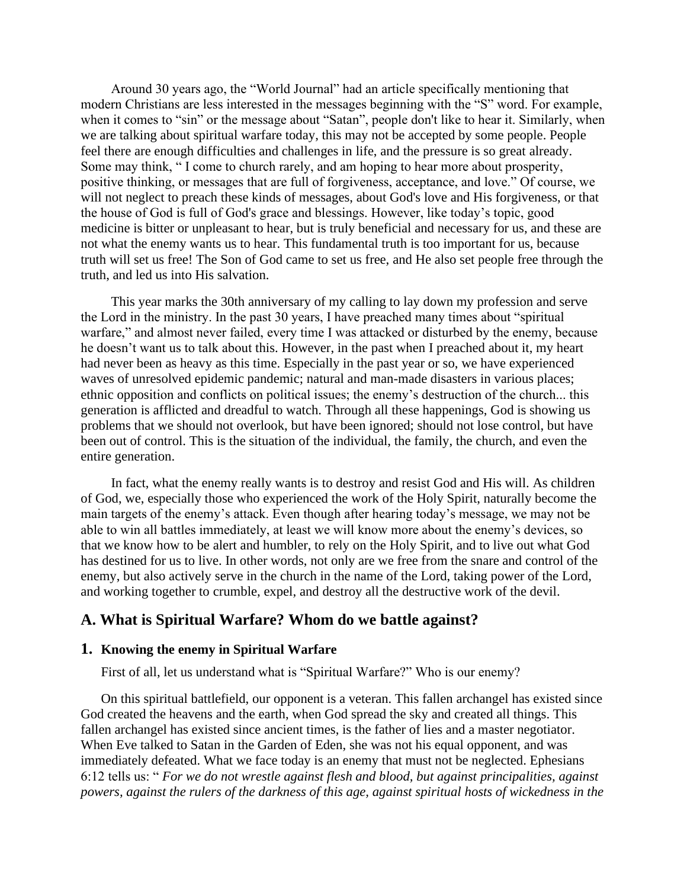Around 30 years ago, the "World Journal" had an article specifically mentioning that modern Christians are less interested in the messages beginning with the "S" word. For example, when it comes to "sin" or the message about "Satan", people don't like to hear it. Similarly, when we are talking about spiritual warfare today, this may not be accepted by some people. People feel there are enough difficulties and challenges in life, and the pressure is so great already. Some may think, " I come to church rarely, and am hoping to hear more about prosperity, positive thinking, or messages that are full of forgiveness, acceptance, and love." Of course, we will not neglect to preach these kinds of messages, about God's love and His forgiveness, or that the house of God is full of God's grace and blessings. However, like today's topic, good medicine is bitter or unpleasant to hear, but is truly beneficial and necessary for us, and these are not what the enemy wants us to hear. This fundamental truth is too important for us, because truth will set us free! The Son of God came to set us free, and He also set people free through the truth, and led us into His salvation.

This year marks the 30th anniversary of my calling to lay down my profession and serve the Lord in the ministry. In the past 30 years, I have preached many times about "spiritual warfare," and almost never failed, every time I was attacked or disturbed by the enemy, because he doesn't want us to talk about this. However, in the past when I preached about it, my heart had never been as heavy as this time. Especially in the past year or so, we have experienced waves of unresolved epidemic pandemic; natural and man-made disasters in various places; ethnic opposition and conflicts on political issues; the enemy's destruction of the church... this generation is afflicted and dreadful to watch. Through all these happenings, God is showing us problems that we should not overlook, but have been ignored; should not lose control, but have been out of control. This is the situation of the individual, the family, the church, and even the entire generation.

In fact, what the enemy really wants is to destroy and resist God and His will. As children of God, we, especially those who experienced the work of the Holy Spirit, naturally become the main targets of the enemy's attack. Even though after hearing today's message, we may not be able to win all battles immediately, at least we will know more about the enemy's devices, so that we know how to be alert and humbler, to rely on the Holy Spirit, and to live out what God has destined for us to live. In other words, not only are we free from the snare and control of the enemy, but also actively serve in the church in the name of the Lord, taking power of the Lord, and working together to crumble, expel, and destroy all the destructive work of the devil.

## A. What is Spiritual Warfare? Whom do we battle against?

### 1. Knowing the enemy in Spiritual Warfare

First of all, let us understand what is "Spiritual Warfare?" Who is our enemy?

On this spiritual battlefield, our opponent is a veteran. This fallen archangel has existed since God created the heavens and the earth, when God spread the sky and created all things. This fallen archangel has existed since ancient times, is the father of lies and a master negotiator. When Eve talked to Satan in the Garden of Eden, she was not his equal opponent, and was immediately defeated. What we face today is an enemy that must not be neglected. Ephesians 6:12 tells us: " *For we do not wrestle against flesh and blood, but against principalities, against powers, against the rulers of the darkness of this age, against spiritual hosts of wickedness in the*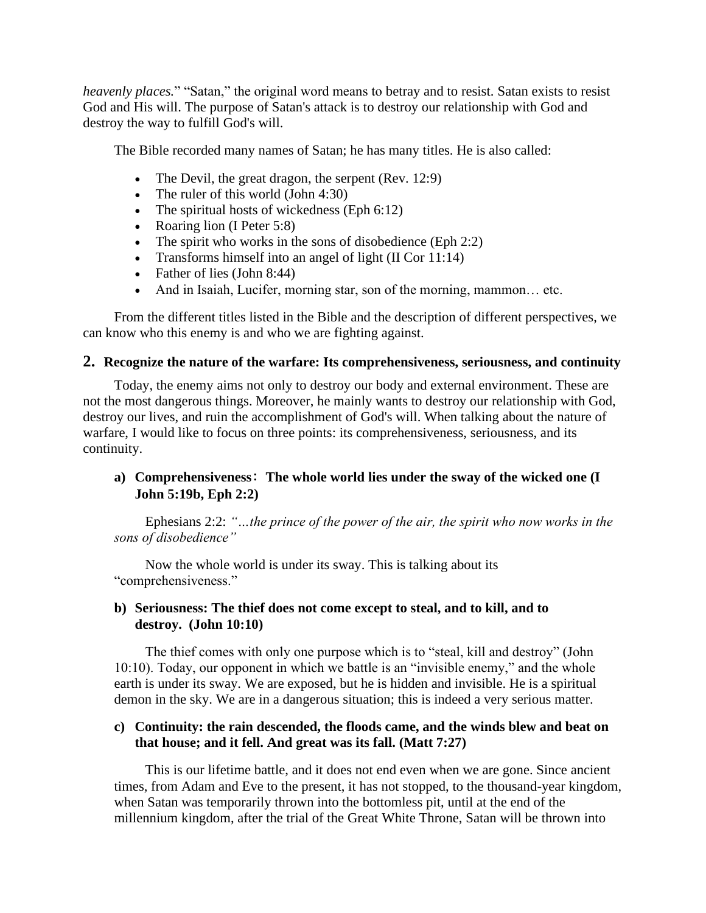*heavenly places.*" "Satan," the original word means to betray and to resist. Satan exists to resist God and His will. The purpose of Satan's attack is to destroy our relationship with God and destroy the way to fulfill God's will.

The Bible recorded many names of Satan; he has many titles. He is also called:

- The Devil, the great dragon, the serpent (Rev. 12:9)
- The ruler of this world (John 4:30)
- The spiritual hosts of wickedness (Eph 6:12)
- Roaring lion (I Peter 5:8)
- The spirit who works in the sons of disobedience (Eph 2:2)
- Transforms himself into an angel of light (II Cor 11:14)
- Father of lies (John 8:44)
- And in Isaiah, Lucifer, morning star, son of the morning, mammon… etc.

From the different titles listed in the Bible and the description of different perspectives, we can know who this enemy is and who we are fighting against.

## 2. Recognize the nature of the warfare: Its comprehensiveness, seriousness, and continuity

Today, the enemy aims not only to destroy our body and external environment. These are not the most dangerous things. Moreover, he mainly wants to destroy our relationship with God, destroy our lives, and ruin the accomplishment of God's will. When talking about the nature of warfare, I would like to focus on three points: its comprehensiveness, seriousness, and its continuity.

### a) Comprehensiveness：The whole world lies under the sway of the wicked one (I John 5:19b, Eph 2:2)

Ephesians 2:2: *"…the prince of the power of the air, the spirit who now works in the sons of disobedience"*

Now the whole world is under its sway. This is talking about its "comprehensiveness."

### b) Seriousness: The thief does not come except to steal, and to kill, and to destroy. (John 10:10)

The thief comes with only one purpose which is to "steal, kill and destroy" (John 10:10). Today, our opponent in which we battle is an "invisible enemy," and the whole earth is under its sway. We are exposed, but he is hidden and invisible. He is a spiritual demon in the sky. We are in a dangerous situation; this is indeed a very serious matter.

### c) Continuity: the rain descended, the floods came, and the winds blew and beat on that house; and it fell. And great was its fall. (Matt 7:27)

This is our lifetime battle, and it does not end even when we are gone. Since ancient times, from Adam and Eve to the present, it has not stopped, to the thousand-year kingdom, when Satan was temporarily thrown into the bottomless pit, until at the end of the millennium kingdom, after the trial of the Great White Throne, Satan will be thrown into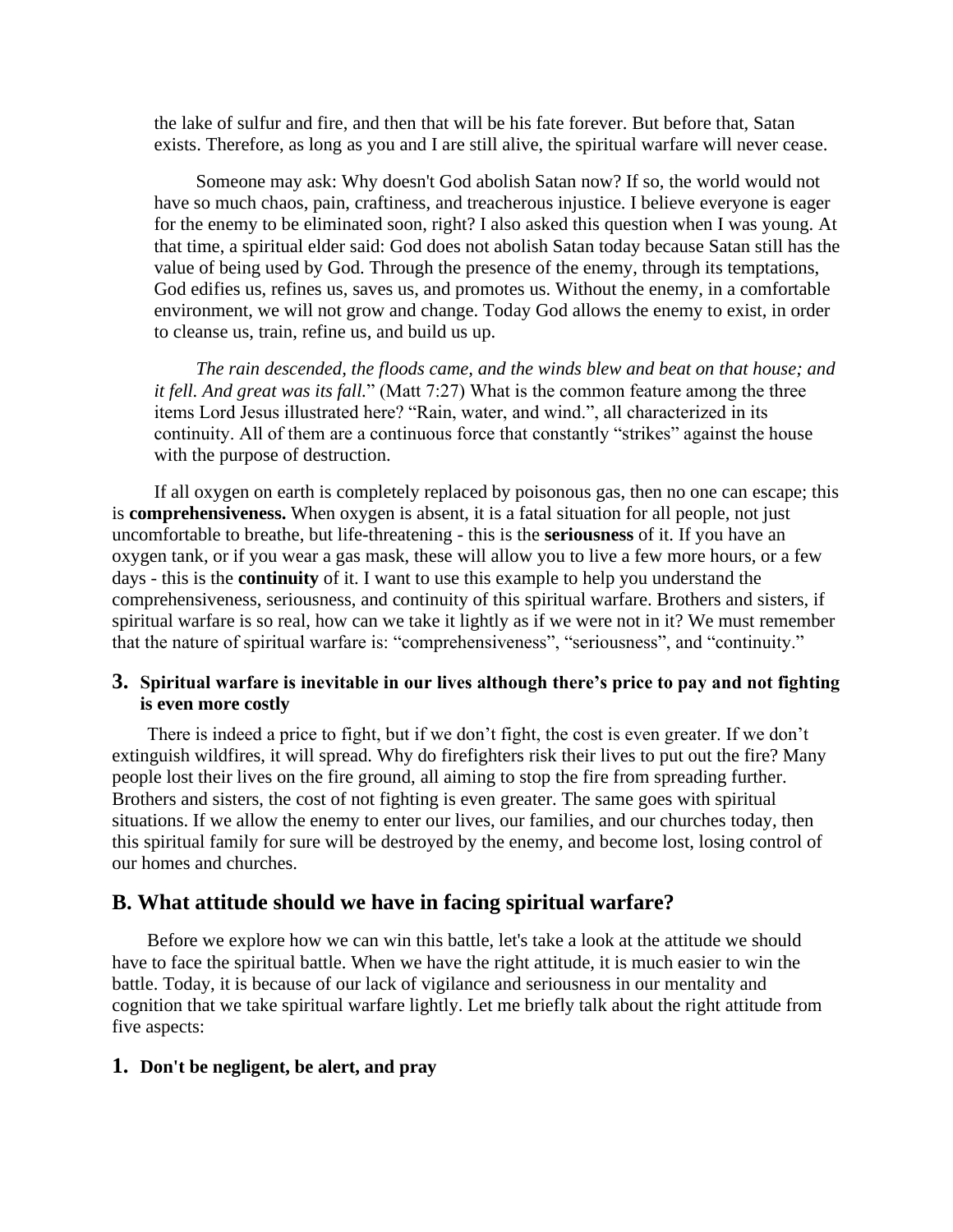the lake of sulfur and fire, and then that will be his fate forever. But before that, Satan exists. Therefore, as long as you and I are still alive, the spiritual warfare will never cease.

Someone may ask: Why doesn't God abolish Satan now? If so, the world would not have so much chaos, pain, craftiness, and treacherous injustice. I believe everyone is eager for the enemy to be eliminated soon, right? I also asked this question when I was young. At that time, a spiritual elder said: God does not abolish Satan today because Satan still has the value of being used by God. Through the presence of the enemy, through its temptations, God edifies us, refines us, saves us, and promotes us. Without the enemy, in a comfortable environment, we will not grow and change. Today God allows the enemy to exist, in order to cleanse us, train, refine us, and build us up.

*The rain descended, the floods came, and the winds blew and beat on that house; and it fell. And great was its fall.*" (Matt 7:27) What is the common feature among the three items Lord Jesus illustrated here? "Rain, water, and wind.", all characterized in its continuity. All of them are a continuous force that constantly "strikes" against the house with the purpose of destruction.

If all oxygen on earth is completely replaced by poisonous gas, then no one can escape; this is **comprehensiveness.** When oxygen is absent, it is a fatal situation for all people, not just uncomfortable to breathe, but life-threatening - this is the **seriousness** of it. If you have an oxygen tank, or if you wear a gas mask, these will allow you to live a few more hours, or a few days - this is the **continuity** of it. I want to use this example to help you understand the comprehensiveness, seriousness, and continuity of this spiritual warfare. Brothers and sisters, if spiritual warfare is so real, how can we take it lightly as if we were not in it? We must remember that the nature of spiritual warfare is: "comprehensiveness", "seriousness", and "continuity."

### 3. Spiritual warfare is inevitable in our lives although there's price to pay and not fighting is even more costly

There is indeed a price to fight, but if we don't fight, the cost is even greater. If we don't extinguish wildfires, it will spread. Why do firefighters risk their lives to put out the fire? Many people lost their lives on the fire ground, all aiming to stop the fire from spreading further. Brothers and sisters, the cost of not fighting is even greater. The same goes with spiritual situations. If we allow the enemy to enter our lives, our families, and our churches today, then this spiritual family for sure will be destroyed by the enemy, and become lost, losing control of our homes and churches.

## B. What attitude should we have in facing spiritual warfare?

Before we explore how we can win this battle, let's take a look at the attitude we should have to face the spiritual battle. When we have the right attitude, it is much easier to win the battle. Today, it is because of our lack of vigilance and seriousness in our mentality and cognition that we take spiritual warfare lightly. Let me briefly talk about the right attitude from five aspects:

### 1. Don't be negligent, be alert, and pray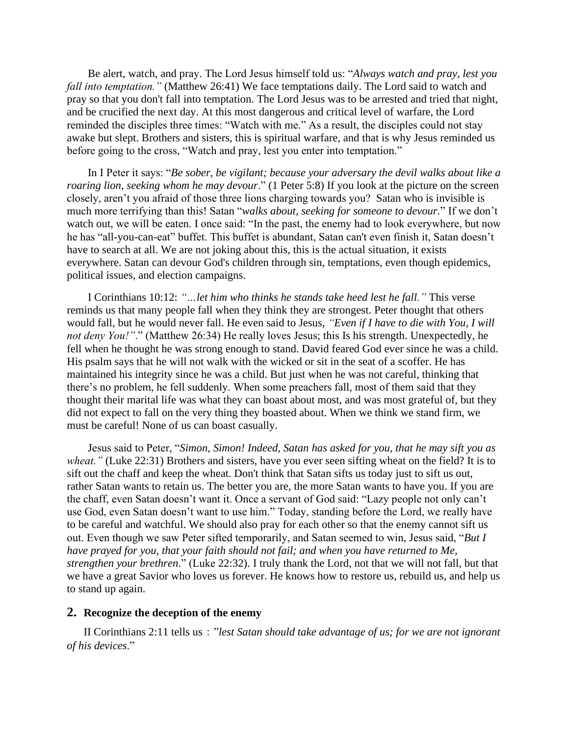Be alert, watch, and pray. The Lord Jesus himself told us: "*Always watch and pray, lest you fall into temptation."* (Matthew 26:41) We face temptations daily. The Lord said to watch and pray so that you don't fall into temptation. The Lord Jesus was to be arrested and tried that night, and be crucified the next day. At this most dangerous and critical level of warfare, the Lord reminded the disciples three times: "Watch with me." As a result, the disciples could not stay awake but slept. Brothers and sisters, this is spiritual warfare, and that is why Jesus reminded us before going to the cross, "Watch and pray, lest you enter into temptation."

In I Peter it says: "*Be sober, be vigilant; because your adversary the devil walks about like a roaring lion, seeking whom he may devour*." (1 Peter 5:8) If you look at the picture on the screen closely, aren't you afraid of those three lions charging towards you? Satan who is invisible is much more terrifying than this! Satan "*walks about, seeking for someone to devour.*" If we don't watch out, we will be eaten. I once said: "In the past, the enemy had to look everywhere, but now he has "all-you-can-eat" buffet. This buffet is abundant, Satan can't even finish it, Satan doesn't have to search at all. We are not joking about this, this is the actual situation, it exists everywhere. Satan can devour God's children through sin, temptations, even though epidemics, political issues, and election campaigns.

I Corinthians 10:12: *"…let him who thinks he stands take heed lest he fall."* This verse reminds us that many people fall when they think they are strongest. Peter thought that others would fall, but he would never fall. He even said to Jesus, *"Even if I have to die with You, I will not deny You!"*." (Matthew 26:34) He really loves Jesus; this Is his strength. Unexpectedly, he fell when he thought he was strong enough to stand. David feared God ever since he was a child. His psalm says that he will not walk with the wicked or sit in the seat of a scoffer. He has maintained his integrity since he was a child. But just when he was not careful, thinking that there's no problem, he fell suddenly. When some preachers fall, most of them said that they thought their marital life was what they can boast about most, and was most grateful of, but they did not expect to fall on the very thing they boasted about. When we think we stand firm, we must be careful! None of us can boast casually.

Jesus said to Peter, "*Simon, Simon! Indeed, Satan has asked for you, that he may sift you as wheat."* (Luke 22:31) Brothers and sisters, have you ever seen sifting wheat on the field? It is to sift out the chaff and keep the wheat. Don't think that Satan sifts us today just to sift us out, rather Satan wants to retain us. The better you are, the more Satan wants to have you. If you are the chaff, even Satan doesn't want it. Once a servant of God said: "Lazy people not only can't use God, even Satan doesn't want to use him." Today, standing before the Lord, we really have to be careful and watchful. We should also pray for each other so that the enemy cannot sift us out. Even though we saw Peter sifted temporarily, and Satan seemed to win, Jesus said, "*But I have prayed for you, that your faith should not fail; and when you have returned to Me, strengthen your brethren*." (Luke 22:32). I truly thank the Lord, not that we will not fall, but that we have a great Savior who loves us forever. He knows how to restore us, rebuild us, and help us to stand up again.

## 2. Recognize the deception of the enemy

II Corinthians 2:11 tells us："*lest Satan should take advantage of us; for we are not ignorant of his devices*."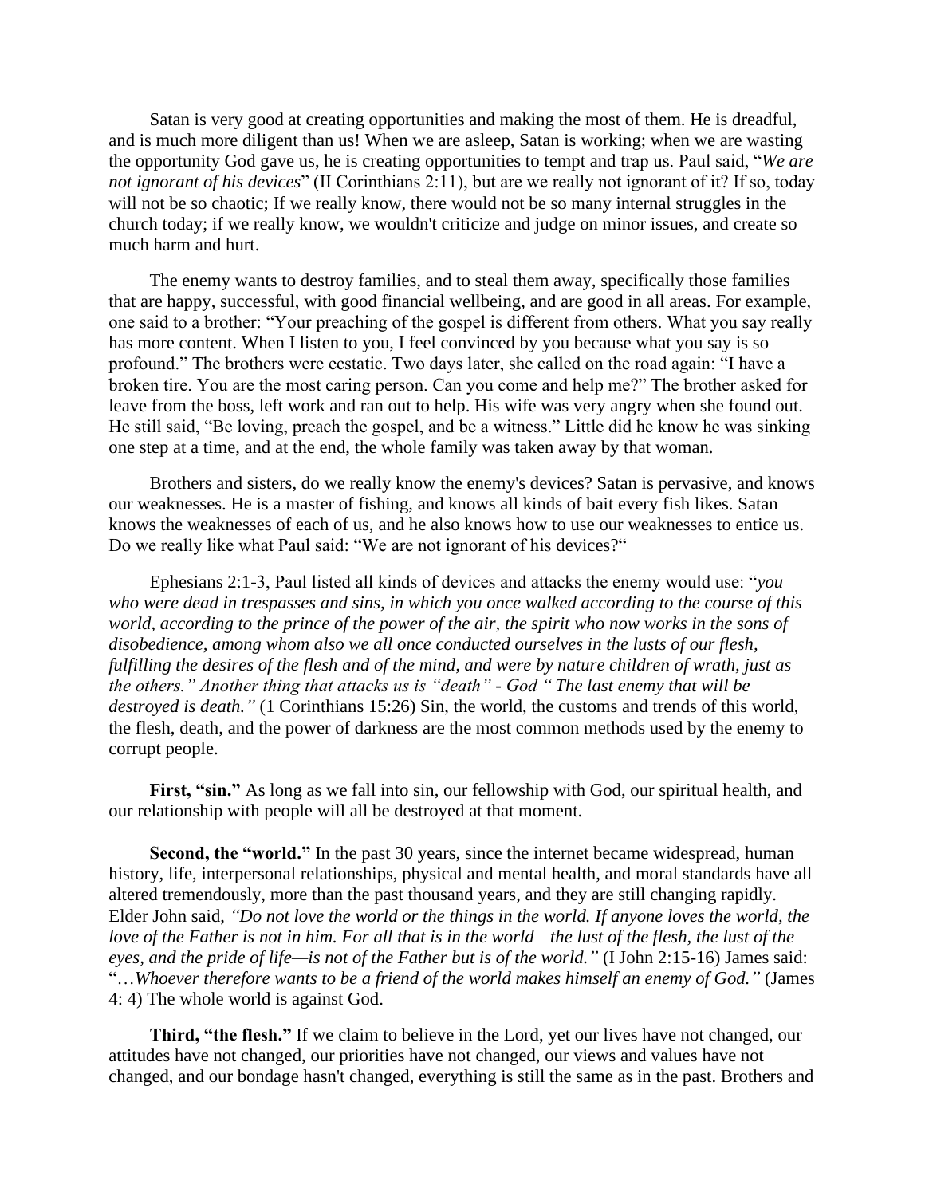Satan is very good at creating opportunities and making the most of them. He is dreadful, and is much more diligent than us! When we are asleep, Satan is working; when we are wasting the opportunity God gave us, he is creating opportunities to tempt and trap us. Paul said, "*We are not ignorant of his devices*" (II Corinthians 2:11), but are we really not ignorant of it? If so, today will not be so chaotic; If we really know, there would not be so many internal struggles in the church today; if we really know, we wouldn't criticize and judge on minor issues, and create so much harm and hurt.

The enemy wants to destroy families, and to steal them away, specifically those families that are happy, successful, with good financial wellbeing, and are good in all areas. For example, one said to a brother: "Your preaching of the gospel is different from others. What you say really has more content. When I listen to you, I feel convinced by you because what you say is so profound." The brothers were ecstatic. Two days later, she called on the road again: "I have a broken tire. You are the most caring person. Can you come and help me?" The brother asked for leave from the boss, left work and ran out to help. His wife was very angry when she found out. He still said, "Be loving, preach the gospel, and be a witness." Little did he know he was sinking one step at a time, and at the end, the whole family was taken away by that woman.

Brothers and sisters, do we really know the enemy's devices? Satan is pervasive, and knows our weaknesses. He is a master of fishing, and knows all kinds of bait every fish likes. Satan knows the weaknesses of each of us, and he also knows how to use our weaknesses to entice us. Do we really like what Paul said: "We are not ignorant of his devices?"

Ephesians 2:1-3, Paul listed all kinds of devices and attacks the enemy would use: "*you who were dead in trespasses and sins, in which you once walked according to the course of this world, according to the prince of the power of the air, the spirit who now works in the sons of disobedience, among whom also we all once conducted ourselves in the lusts of our flesh, fulfilling the desires of the flesh and of the mind, and were by nature children of wrath, just as the others." Another thing that attacks us is "death" - God " The last enemy that will be destroyed is death."* (1 Corinthians 15:26) Sin, the world, the customs and trends of this world, the flesh, death, and the power of darkness are the most common methods used by the enemy to corrupt people.

**First, "sin."** As long as we fall into sin, our fellowship with God, our spiritual health, and our relationship with people will all be destroyed at that moment.

**Second, the "world."** In the past 30 years, since the internet became widespread, human history, life, interpersonal relationships, physical and mental health, and moral standards have all altered tremendously, more than the past thousand years, and they are still changing rapidly. Elder John said, *"Do not love the world or the things in the world. If anyone loves the world, the love of the Father is not in him. For all that is in the world—the lust of the flesh, the lust of the eyes, and the pride of life—is not of the Father but is of the world."* (I John 2:15-16) James said: "…*Whoever therefore wants to be a friend of the world makes himself an enemy of God."* (James 4: 4) The whole world is against God.

**Third, "the flesh."** If we claim to believe in the Lord, yet our lives have not changed, our attitudes have not changed, our priorities have not changed, our views and values have not changed, and our bondage hasn't changed, everything is still the same as in the past. Brothers and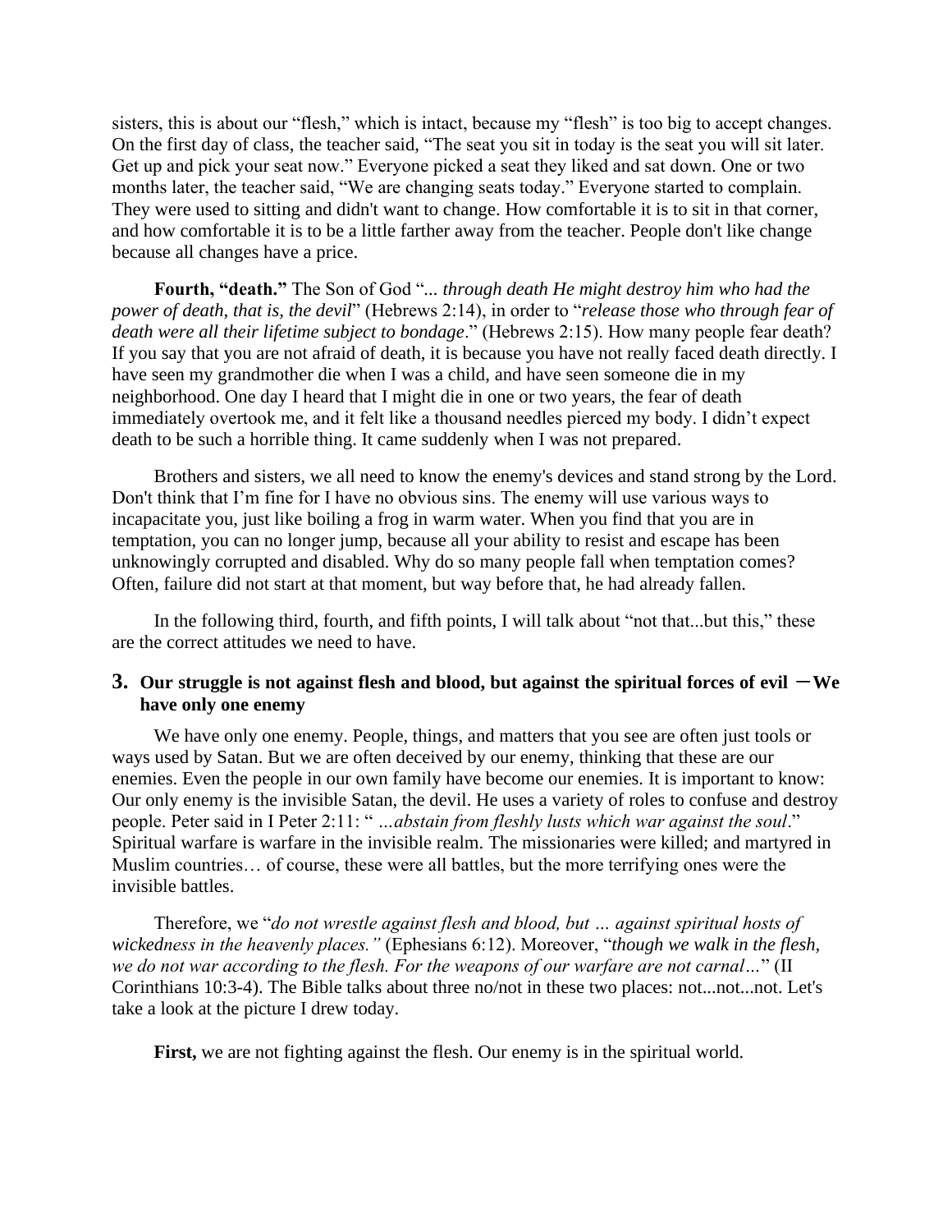sisters, this is about our "flesh," which is intact, because my "flesh" is too big to accept changes. On the first day of class, the teacher said, "The seat you sit in today is the seat you will sit later. Get up and pick your seat now." Everyone picked a seat they liked and sat down. One or two months later, the teacher said, "We are changing seats today." Everyone started to complain. They were used to sitting and didn't want to change. How comfortable it is to sit in that corner, and how comfortable it is to be a little farther away from the teacher. People don't like change because all changes have a price.

**Fourth, "death."** The Son of God "... *through death He might destroy him who had the power of death, that is, the devil*" (Hebrews 2:14), in order to "*release those who through fear of death were all their lifetime subject to bondage*." (Hebrews 2:15). How many people fear death? If you say that you are not afraid of death, it is because you have not really faced death directly. I have seen my grandmother die when I was a child, and have seen someone die in my neighborhood. One day I heard that I might die in one or two years, the fear of death immediately overtook me, and it felt like a thousand needles pierced my body. I didn't expect death to be such a horrible thing. It came suddenly when I was not prepared.

Brothers and sisters, we all need to know the enemy's devices and stand strong by the Lord. Don't think that I'm fine for I have no obvious sins. The enemy will use various ways to incapacitate you, just like boiling a frog in warm water. When you find that you are in temptation, you can no longer jump, because all your ability to resist and escape has been unknowingly corrupted and disabled. Why do so many people fall when temptation comes? Often, failure did not start at that moment, but way before that, he had already fallen.

In the following third, fourth, and fifth points, I will talk about "not that...but this," these are the correct attitudes we need to have.

### 3. Our struggle is not against flesh and blood, but against the spiritual forces of evil －We have only one enemy

We have only one enemy. People, things, and matters that you see are often just tools or ways used by Satan. But we are often deceived by our enemy, thinking that these are our enemies. Even the people in our own family have become our enemies. It is important to know: Our only enemy is the invisible Satan, the devil. He uses a variety of roles to confuse and destroy people. Peter said in I Peter 2:11: " *…abstain from fleshly lusts which war against the soul*." Spiritual warfare is warfare in the invisible realm. The missionaries were killed; and martyred in Muslim countries… of course, these were all battles, but the more terrifying ones were the invisible battles.

Therefore, we "*do not wrestle against flesh and blood, but … against spiritual hosts of wickedness in the heavenly places."* (Ephesians 6:12). Moreover, "*though we walk in the flesh, we do not war according to the flesh. For the weapons of our warfare are not carnal…*" (II Corinthians 10:3-4). The Bible talks about three no/not in these two places: not...not...not. Let's take a look at the picture I drew today.

**First,** we are not fighting against the flesh. Our enemy is in the spiritual world.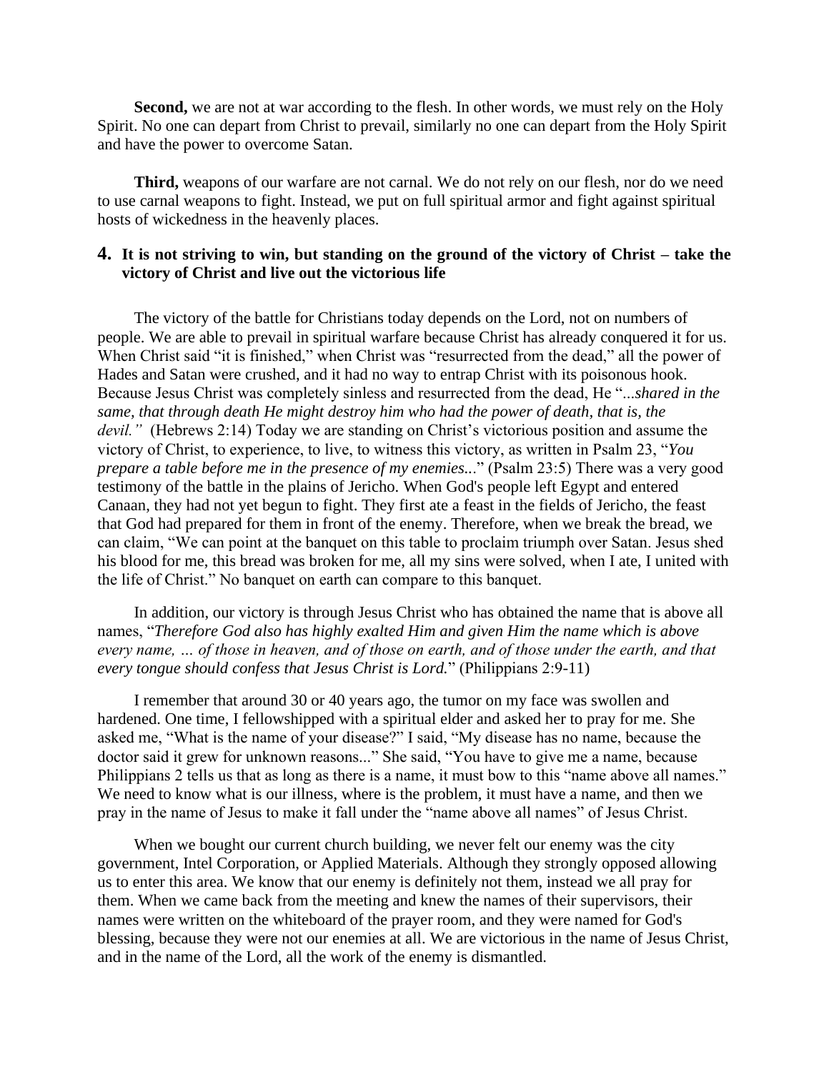**Second,** we are not at war according to the flesh. In other words, we must rely on the Holy Spirit. No one can depart from Christ to prevail, similarly no one can depart from the Holy Spirit and have the power to overcome Satan.

**Third,** weapons of our warfare are not carnal. We do not rely on our flesh, nor do we need to use carnal weapons to fight. Instead, we put on full spiritual armor and fight against spiritual hosts of wickedness in the heavenly places.

## 4. It is not striving to win, but standing on the ground of the victory of Christ – take the victory of Christ and live out the victorious life

The victory of the battle for Christians today depends on the Lord, not on numbers of people. We are able to prevail in spiritual warfare because Christ has already conquered it for us. When Christ said "it is finished," when Christ was "resurrected from the dead," all the power of Hades and Satan were crushed, and it had no way to entrap Christ with its poisonous hook. Because Jesus Christ was completely sinless and resurrected from the dead, He "*...shared in the same, that through death He might destroy him who had the power of death, that is, the devil."* (Hebrews 2:14) Today we are standing on Christ's victorious position and assume the victory of Christ, to experience, to live, to witness this victory, as written in Psalm 23, "*You prepare a table before me in the presence of my enemies...*" (Psalm 23:5) There was a very good testimony of the battle in the plains of Jericho. When God's people left Egypt and entered Canaan, they had not yet begun to fight. They first ate a feast in the fields of Jericho, the feast that God had prepared for them in front of the enemy. Therefore, when we break the bread, we can claim, "We can point at the banquet on this table to proclaim triumph over Satan. Jesus shed his blood for me, this bread was broken for me, all my sins were solved, when I ate, I united with the life of Christ." No banquet on earth can compare to this banquet.

In addition, our victory is through Jesus Christ who has obtained the name that is above all names, "*Therefore God also has highly exalted Him and given Him the name which is above every name, … of those in heaven, and of those on earth, and of those under the earth, and that every tongue should confess that Jesus Christ is Lord.*" (Philippians 2:9-11)

I remember that around 30 or 40 years ago, the tumor on my face was swollen and hardened. One time, I fellowshipped with a spiritual elder and asked her to pray for me. She asked me, "What is the name of your disease?" I said, "My disease has no name, because the doctor said it grew for unknown reasons..." She said, "You have to give me a name, because Philippians 2 tells us that as long as there is a name, it must bow to this "name above all names." We need to know what is our illness, where is the problem, it must have a name, and then we pray in the name of Jesus to make it fall under the "name above all names" of Jesus Christ.

When we bought our current church building, we never felt our enemy was the city government, Intel Corporation, or Applied Materials. Although they strongly opposed allowing us to enter this area. We know that our enemy is definitely not them, instead we all pray for them. When we came back from the meeting and knew the names of their supervisors, their names were written on the whiteboard of the prayer room, and they were named for God's blessing, because they were not our enemies at all. We are victorious in the name of Jesus Christ, and in the name of the Lord, all the work of the enemy is dismantled.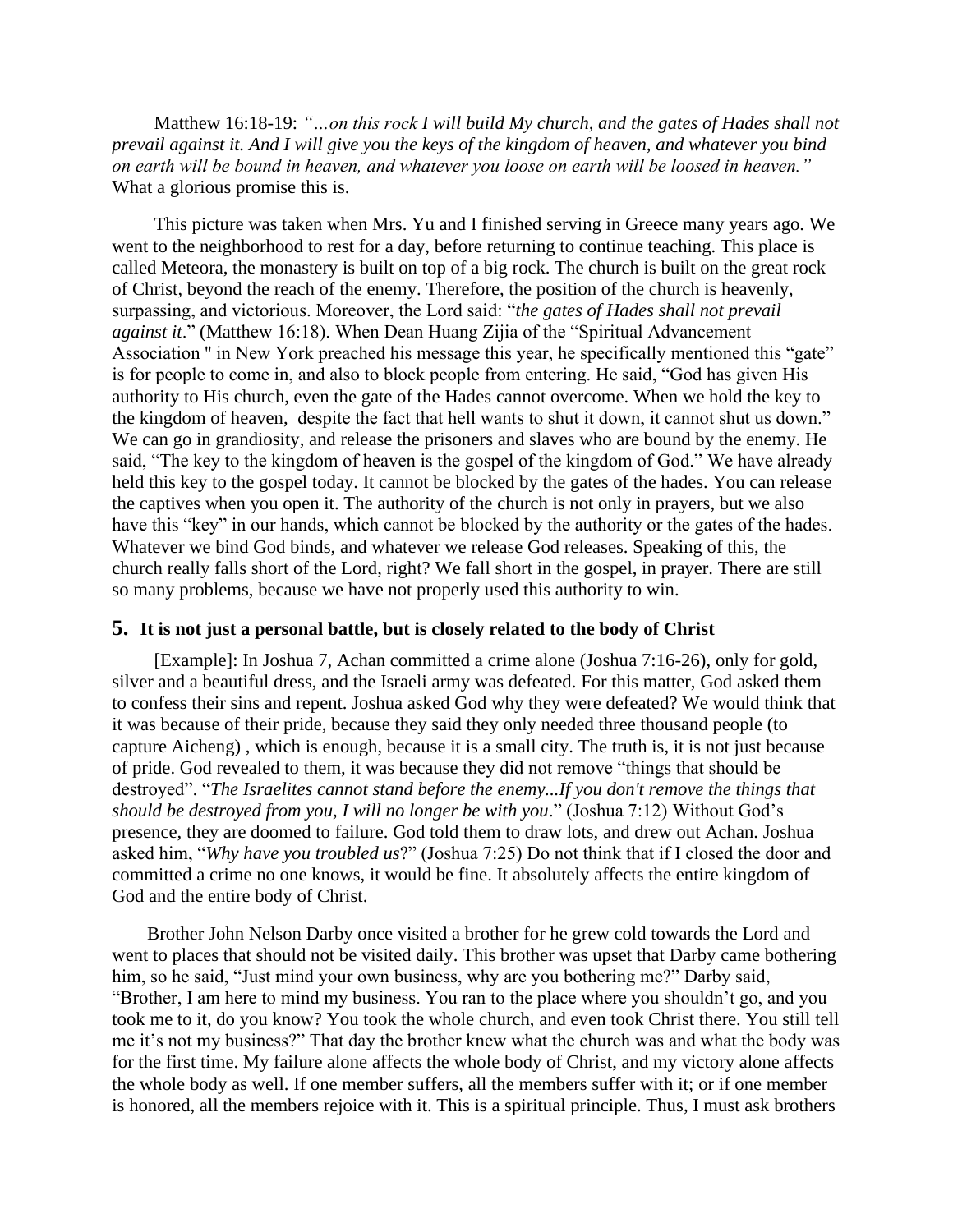Matthew 16:18-19: *"…on this rock I will build My church, and the gates of Hades shall not prevail against it. And I will give you the keys of the kingdom of heaven, and whatever you bind on earth will be bound in heaven, and whatever you loose on earth will be loosed in heaven."* What a glorious promise this is.

This picture was taken when Mrs. Yu and I finished serving in Greece many years ago. We went to the neighborhood to rest for a day, before returning to continue teaching. This place is called Meteora, the monastery is built on top of a big rock. The church is built on the great rock of Christ, beyond the reach of the enemy. Therefore, the position of the church is heavenly, surpassing, and victorious. Moreover, the Lord said: "*the gates of Hades shall not prevail against it*." (Matthew 16:18). When Dean Huang Zijia of the "Spiritual Advancement Association " in New York preached his message this year, he specifically mentioned this "gate" is for people to come in, and also to block people from entering. He said, "God has given His authority to His church, even the gate of the Hades cannot overcome. When we hold the key to the kingdom of heaven, despite the fact that hell wants to shut it down, it cannot shut us down." We can go in grandiosity, and release the prisoners and slaves who are bound by the enemy. He said, "The key to the kingdom of heaven is the gospel of the kingdom of God." We have already held this key to the gospel today. It cannot be blocked by the gates of the hades. You can release the captives when you open it. The authority of the church is not only in prayers, but we also have this "key" in our hands, which cannot be blocked by the authority or the gates of the hades. Whatever we bind God binds, and whatever we release God releases. Speaking of this, the church really falls short of the Lord, right? We fall short in the gospel, in prayer. There are still so many problems, because we have not properly used this authority to win.

### 5. It is not just a personal battle, but is closely related to the body of Christ

[Example]: In Joshua 7, Achan committed a crime alone (Joshua 7:16-26), only for gold, silver and a beautiful dress, and the Israeli army was defeated. For this matter, God asked them to confess their sins and repent. Joshua asked God why they were defeated? We would think that it was because of their pride, because they said they only needed three thousand people (to capture Aicheng) , which is enough, because it is a small city. The truth is, it is not just because of pride. God revealed to them, it was because they did not remove "things that should be destroyed". "*The Israelites cannot stand before the enemy...If you don't remove the things that should be destroyed from you, I will no longer be with you*." (Joshua 7:12) Without God's presence, they are doomed to failure. God told them to draw lots, and drew out Achan. Joshua asked him, "*Why have you troubled us*?" (Joshua 7:25) Do not think that if I closed the door and committed a crime no one knows, it would be fine. It absolutely affects the entire kingdom of God and the entire body of Christ.

Brother John Nelson Darby once visited a brother for he grew cold towards the Lord and went to places that should not be visited daily. This brother was upset that Darby came bothering him, so he said, "Just mind your own business, why are you bothering me?" Darby said, "Brother, I am here to mind my business. You ran to the place where you shouldn't go, and you took me to it, do you know? You took the whole church, and even took Christ there. You still tell me it's not my business?" That day the brother knew what the church was and what the body was for the first time. My failure alone affects the whole body of Christ, and my victory alone affects the whole body as well. If one member suffers, all the members suffer with it; or if one member is honored, all the members rejoice with it. This is a spiritual principle. Thus, I must ask brothers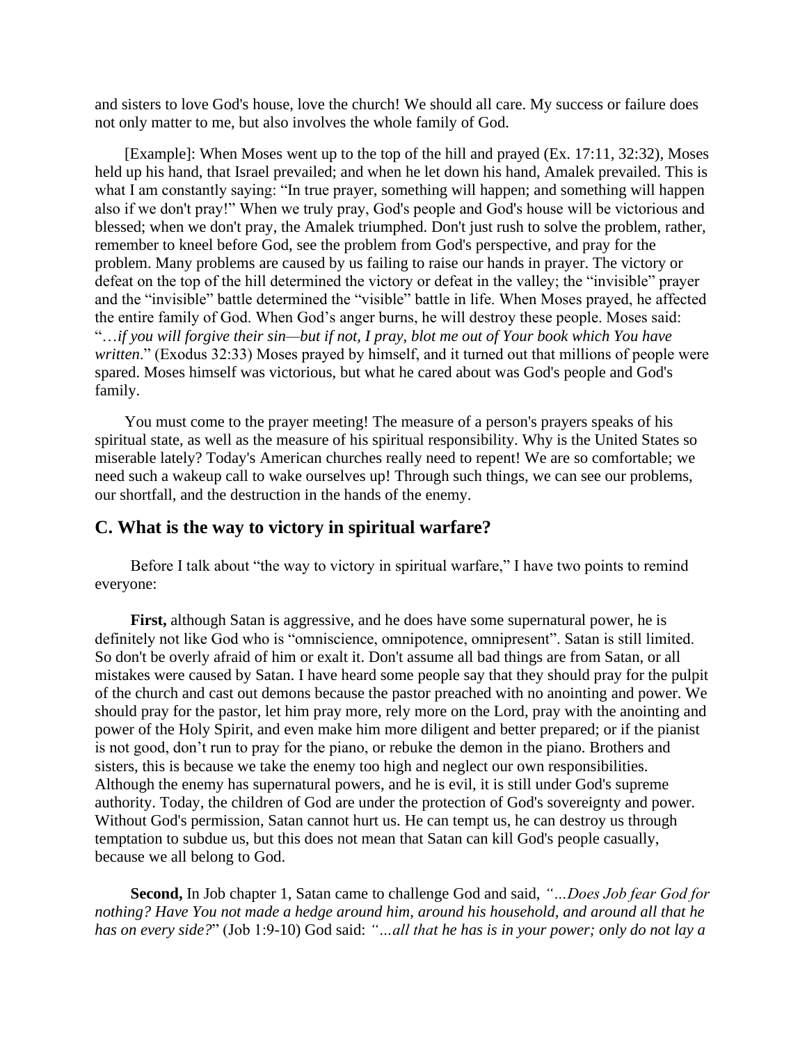and sisters to love God's house, love the church! We should all care. My success or failure does not only matter to me, but also involves the whole family of God.

[Example]: When Moses went up to the top of the hill and prayed (Ex. 17:11, 32:32), Moses held up his hand, that Israel prevailed; and when he let down his hand, Amalek prevailed. This is what I am constantly saying: "In true prayer, something will happen; and something will happen also if we don't pray!" When we truly pray, God's people and God's house will be victorious and blessed; when we don't pray, the Amalek triumphed. Don't just rush to solve the problem, rather, remember to kneel before God, see the problem from God's perspective, and pray for the problem. Many problems are caused by us failing to raise our hands in prayer. The victory or defeat on the top of the hill determined the victory or defeat in the valley; the "invisible" prayer and the "invisible" battle determined the "visible" battle in life. When Moses prayed, he affected the entire family of God. When God's anger burns, he will destroy these people. Moses said: "…*if you will forgive their sin—but if not, I pray, blot me out of Your book which You have written*." (Exodus 32:33) Moses prayed by himself, and it turned out that millions of people were spared. Moses himself was victorious, but what he cared about was God's people and God's family.

You must come to the prayer meeting! The measure of a person's prayers speaks of his spiritual state, as well as the measure of his spiritual responsibility. Why is the United States so miserable lately? Today's American churches really need to repent! We are so comfortable; we need such a wakeup call to wake ourselves up! Through such things, we can see our problems, our shortfall, and the destruction in the hands of the enemy.

## C. What is the way to victory in spiritual warfare?

Before I talk about "the way to victory in spiritual warfare," I have two points to remind everyone:

**First,** although Satan is aggressive, and he does have some supernatural power, he is definitely not like God who is "omniscience, omnipotence, omnipresent". Satan is still limited. So don't be overly afraid of him or exalt it. Don't assume all bad things are from Satan, or all mistakes were caused by Satan. I have heard some people say that they should pray for the pulpit of the church and cast out demons because the pastor preached with no anointing and power. We should pray for the pastor, let him pray more, rely more on the Lord, pray with the anointing and power of the Holy Spirit, and even make him more diligent and better prepared; or if the pianist is not good, don't run to pray for the piano, or rebuke the demon in the piano. Brothers and sisters, this is because we take the enemy too high and neglect our own responsibilities. Although the enemy has supernatural powers, and he is evil, it is still under God's supreme authority. Today, the children of God are under the protection of God's sovereignty and power. Without God's permission, Satan cannot hurt us. He can tempt us, he can destroy us through temptation to subdue us, but this does not mean that Satan can kill God's people casually, because we all belong to God.

**Second,** In Job chapter 1, Satan came to challenge God and said, *"…Does Job fear God for nothing? Have You not made a hedge around him, around his household, and around all that he has on every side?*" (Job 1:9-10) God said: *"…all that he has is in your power; only do not lay a*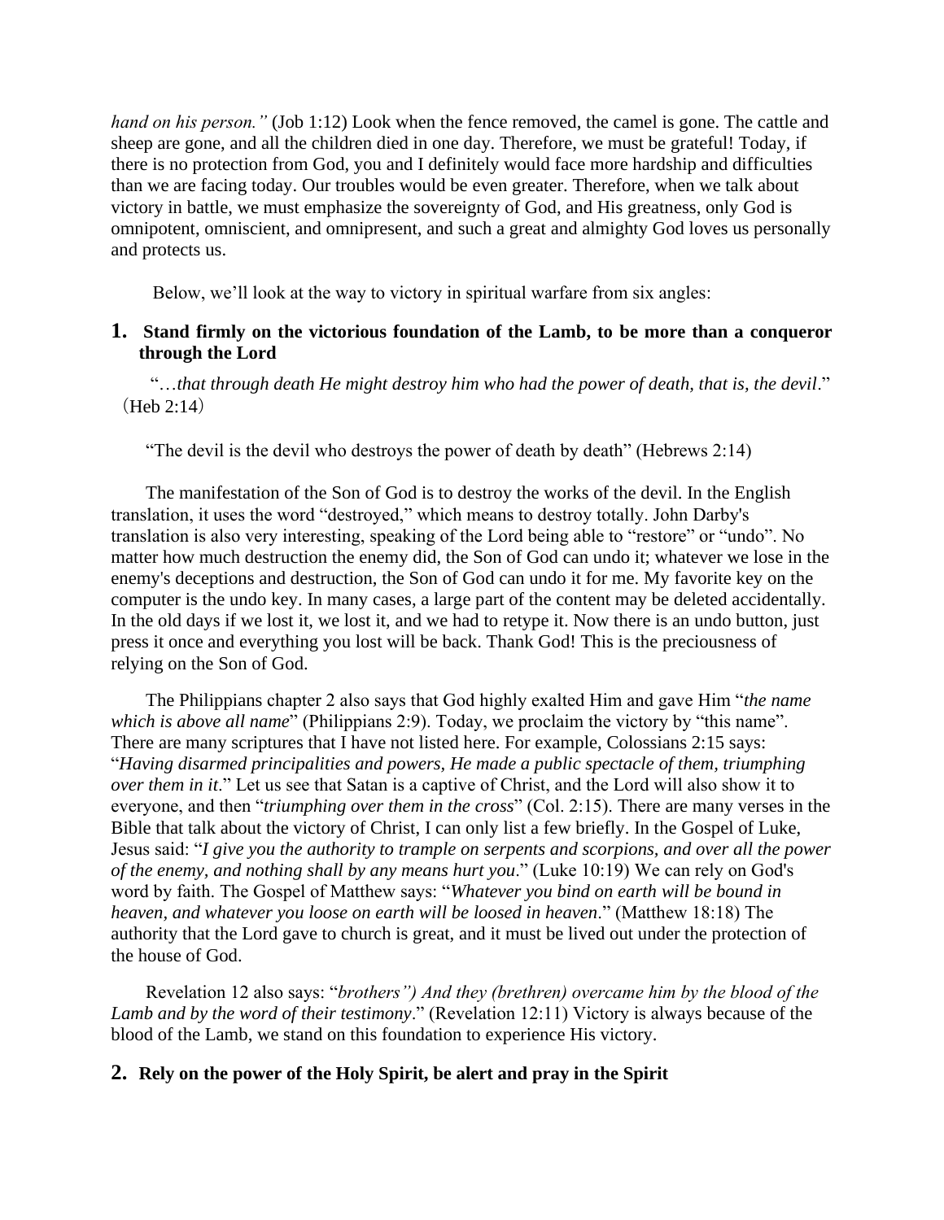*hand on his person."* (Job 1:12) Look when the fence removed, the camel is gone. The cattle and sheep are gone, and all the children died in one day. Therefore, we must be grateful! Today, if there is no protection from God, you and I definitely would face more hardship and difficulties than we are facing today. Our troubles would be even greater. Therefore, when we talk about victory in battle, we must emphasize the sovereignty of God, and His greatness, only God is omnipotent, omniscient, and omnipresent, and such a great and almighty God loves us personally and protects us.

Below, we'll look at the way to victory in spiritual warfare from six angles:

## 1. Stand firmly on the victorious foundation of the Lamb, to be more than a conqueror through the Lord

"*…that through death He might destroy him who had the power of death, that is, the devil*." (Heb 2:14)

"The devil is the devil who destroys the power of death by death" (Hebrews 2:14)

The manifestation of the Son of God is to destroy the works of the devil. In the English translation, it uses the word "destroyed," which means to destroy totally. John Darby's translation is also very interesting, speaking of the Lord being able to "restore" or "undo". No matter how much destruction the enemy did, the Son of God can undo it; whatever we lose in the enemy's deceptions and destruction, the Son of God can undo it for me. My favorite key on the computer is the undo key. In many cases, a large part of the content may be deleted accidentally. In the old days if we lost it, we lost it, and we had to retype it. Now there is an undo button, just press it once and everything you lost will be back. Thank God! This is the preciousness of relying on the Son of God.

The Philippians chapter 2 also says that God highly exalted Him and gave Him "*the name which is above all name*" (Philippians 2:9). Today, we proclaim the victory by "this name". There are many scriptures that I have not listed here. For example, Colossians 2:15 says: "*Having disarmed principalities and powers, He made a public spectacle of them, triumphing over them in it*." Let us see that Satan is a captive of Christ, and the Lord will also show it to everyone, and then "*triumphing over them in the cross*" (Col. 2:15). There are many verses in the Bible that talk about the victory of Christ, I can only list a few briefly. In the Gospel of Luke, Jesus said: "*I give you the authority to trample on serpents and scorpions, and over all the power of the enemy, and nothing shall by any means hurt you*." (Luke 10:19) We can rely on God's word by faith. The Gospel of Matthew says: "*Whatever you bind on earth will be bound in heaven, and whatever you loose on earth will be loosed in heaven*." (Matthew 18:18) The authority that the Lord gave to church is great, and it must be lived out under the protection of the house of God.

Revelation 12 also says: "*brothers") And they (brethren) overcame him by the blood of the Lamb and by the word of their testimony*." (Revelation 12:11) Victory is always because of the blood of the Lamb, we stand on this foundation to experience His victory.

## 2. Rely on the power of the Holy Spirit, be alert and pray in the Spirit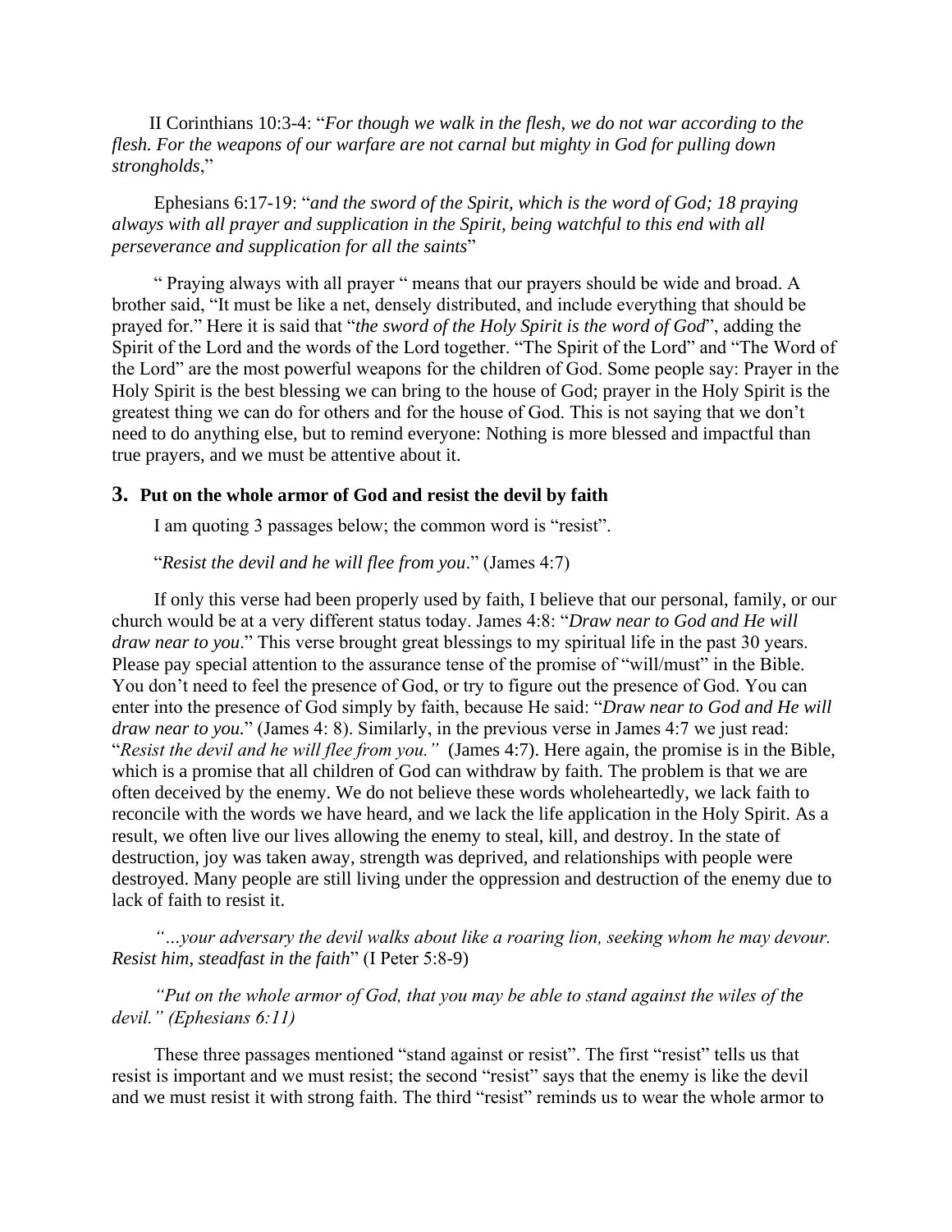II Corinthians 10:3-4: "*For though we walk in the flesh, we do not war according to the flesh. For the weapons of our warfare are not carnal but mighty in God for pulling down strongholds*,"

Ephesians 6:17-19: "*and the sword of the Spirit, which is the word of God; 18 praying always with all prayer and supplication in the Spirit, being watchful to this end with all perseverance and supplication for all the saints*"

" Praying always with all prayer " means that our prayers should be wide and broad. A brother said, "It must be like a net, densely distributed, and include everything that should be prayed for." Here it is said that "*the sword of the Holy Spirit is the word of God*", adding the Spirit of the Lord and the words of the Lord together. "The Spirit of the Lord" and "The Word of the Lord" are the most powerful weapons for the children of God. Some people say: Prayer in the Holy Spirit is the best blessing we can bring to the house of God; prayer in the Holy Spirit is the greatest thing we can do for others and for the house of God. This is not saying that we don't need to do anything else, but to remind everyone: Nothing is more blessed and impactful than true prayers, and we must be attentive about it.

### 3. Put on the whole armor of God and resist the devil by faith

I am quoting 3 passages below; the common word is "resist".

"*Resist the devil and he will flee from you*." (James 4:7)

If only this verse had been properly used by faith, I believe that our personal, family, or our church would be at a very different status today. James 4:8: "*Draw near to God and He will draw near to you*." This verse brought great blessings to my spiritual life in the past 30 years. Please pay special attention to the assurance tense of the promise of "will/must" in the Bible. You don't need to feel the presence of God, or try to figure out the presence of God. You can enter into the presence of God simply by faith, because He said: "*Draw near to God and He will draw near to you.*" (James 4: 8). Similarly, in the previous verse in James 4:7 we just read: "*Resist the devil and he will flee from you.*" (James 4:7). Here again, the promise is in the Bible, which is a promise that all children of God can withdraw by faith. The problem is that we are often deceived by the enemy. We do not believe these words wholeheartedly, we lack faith to reconcile with the words we have heard, and we lack the life application in the Holy Spirit. As a result, we often live our lives allowing the enemy to steal, kill, and destroy. In the state of destruction, joy was taken away, strength was deprived, and relationships with people were destroyed. Many people are still living under the oppression and destruction of the enemy due to lack of faith to resist it.

*"…your adversary the devil walks about like a roaring lion, seeking whom he may devour. Resist him, steadfast in the faith*" (I Peter 5:8-9)

*"Put on the whole armor of God, that you may be able to stand against the wiles of the devil." (Ephesians 6:11)*

These three passages mentioned "stand against or resist". The first "resist" tells us that resist is important and we must resist; the second "resist" says that the enemy is like the devil and we must resist it with strong faith. The third "resist" reminds us to wear the whole armor to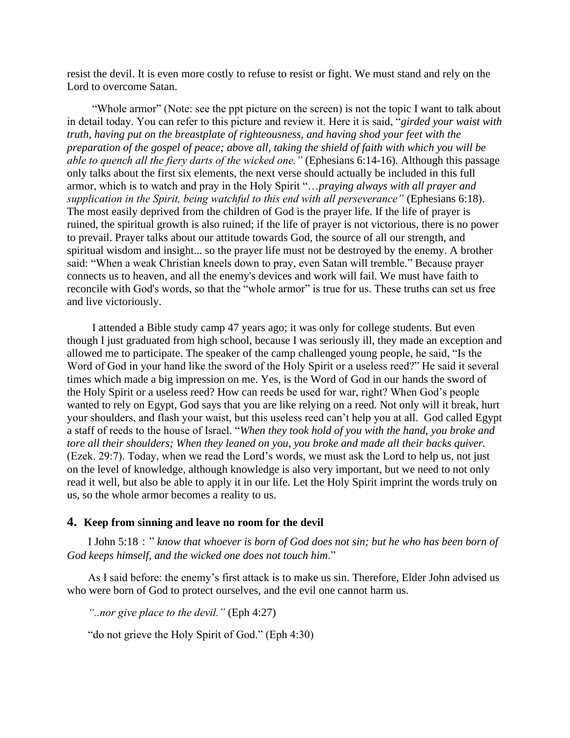resist the devil. It is even more costly to refuse to resist or fight. We must stand and rely on the Lord to overcome Satan.

"Whole armor" (Note: see the ppt picture on the screen) is not the topic I want to talk about in detail today. You can refer to this picture and review it. Here it is said, "*girded your waist with truth, having put on the breastplate of righteousness, and having shod your feet with the preparation of the gospel of peace; above all, taking the shield of faith with which you will be able to quench all the fiery darts of the wicked one."* (Ephesians 6:14-16). Although this passage only talks about the first six elements, the next verse should actually be included in this full armor, which is to watch and pray in the Holy Spirit "…*praying always with all prayer and supplication in the Spirit, being watchful to this end with all perseverance"* (Ephesians 6:18). The most easily deprived from the children of God is the prayer life. If the life of prayer is ruined, the spiritual growth is also ruined; if the life of prayer is not victorious, there is no power to prevail. Prayer talks about our attitude towards God, the source of all our strength, and spiritual wisdom and insight... so the prayer life must not be destroyed by the enemy. A brother said: "When a weak Christian kneels down to pray, even Satan will tremble." Because prayer connects us to heaven, and all the enemy's devices and work will fail. We must have faith to reconcile with God's words, so that the "whole armor" is true for us. These truths can set us free and live victoriously.

I attended a Bible study camp 47 years ago; it was only for college students. But even though I just graduated from high school, because I was seriously ill, they made an exception and allowed me to participate. The speaker of the camp challenged young people, he said, "Is the Word of God in your hand like the sword of the Holy Spirit or a useless reed?" He said it several times which made a big impression on me. Yes, is the Word of God in our hands the sword of the Holy Spirit or a useless reed? How can reeds be used for war, right? When God's people wanted to rely on Egypt, God says that you are like relying on a reed. Not only will it break, hurt your shoulders, and flash your waist, but this useless reed can't help you at all. God called Egypt a staff of reeds to the house of Israel. "*When they took hold of you with the hand, you broke and tore all their shoulders; When they leaned on you, you broke and made all their backs quiver.* (Ezek. 29:7). Today, when we read the Lord's words, we must ask the Lord to help us, not just on the level of knowledge, although knowledge is also very important, but we need to not only read it well, but also be able to apply it in our life. Let the Holy Spirit imprint the words truly on us, so the whole armor becomes a reality to us.

### 4. Keep from sinning and leave no room for the devil

I John 5:18：" *know that whoever is born of God does not sin; but he who has been born of God keeps himself, and the wicked one does not touch him*."

As I said before: the enemy's first attack is to make us sin. Therefore, Elder John advised us who were born of God to protect ourselves, and the evil one cannot harm us.

*"..nor give place to the devil."* (Eph 4:27)

"do not grieve the Holy Spirit of God." (Eph 4:30)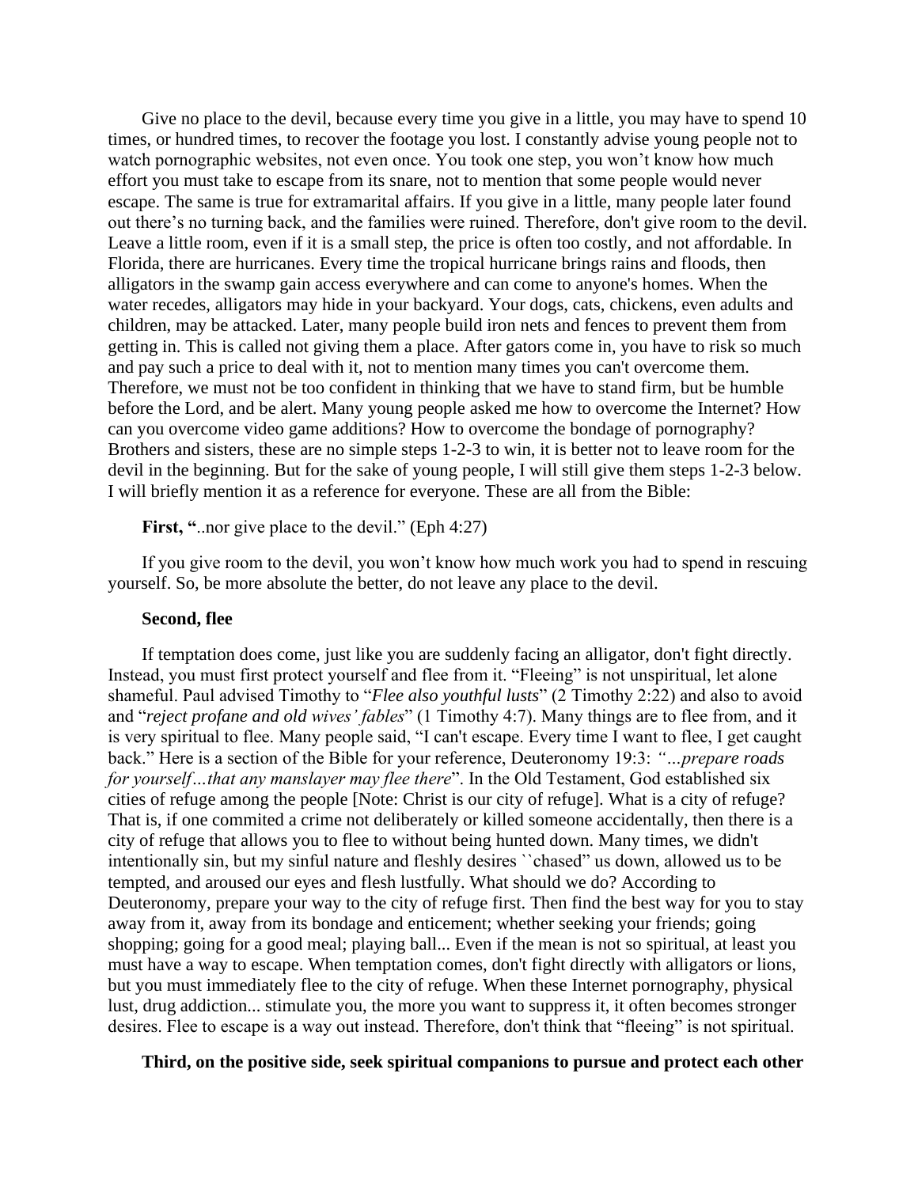Give no place to the devil, because every time you give in a little, you may have to spend 10 times, or hundred times, to recover the footage you lost. I constantly advise young people not to watch pornographic websites, not even once. You took one step, you won't know how much effort you must take to escape from its snare, not to mention that some people would never escape. The same is true for extramarital affairs. If you give in a little, many people later found out there's no turning back, and the families were ruined. Therefore, don't give room to the devil. Leave a little room, even if it is a small step, the price is often too costly, and not affordable. In Florida, there are hurricanes. Every time the tropical hurricane brings rains and floods, then alligators in the swamp gain access everywhere and can come to anyone's homes. When the water recedes, alligators may hide in your backyard. Your dogs, cats, chickens, even adults and children, may be attacked. Later, many people build iron nets and fences to prevent them from getting in. This is called not giving them a place. After gators come in, you have to risk so much and pay such a price to deal with it, not to mention many times you can't overcome them. Therefore, we must not be too confident in thinking that we have to stand firm, but be humble before the Lord, and be alert. Many young people asked me how to overcome the Internet? How can you overcome video game additions? How to overcome the bondage of pornography? Brothers and sisters, these are no simple steps 1-2-3 to win, it is better not to leave room for the devil in the beginning. But for the sake of young people, I will still give them steps 1-2-3 below. I will briefly mention it as a reference for everyone. These are all from the Bible:

**First, "**..nor give place to the devil." (Eph 4:27)

If you give room to the devil, you won't know how much work you had to spend in rescuing yourself. So, be more absolute the better, do not leave any place to the devil.

**Second, flee**

If temptation does come, just like you are suddenly facing an alligator, don't fight directly. Instead, you must first protect yourself and flee from it. "Fleeing" is not unspiritual, let alone shameful. Paul advised Timothy to "*Flee also youthful lusts*" (2 Timothy 2:22) and also to avoid and "*reject profane and old wives' fables*" (1 Timothy 4:7). Many things are to flee from, and it is very spiritual to flee. Many people said, "I can't escape. Every time I want to flee, I get caught back." Here is a section of the Bible for your reference, Deuteronomy 19:3: *"…prepare roads for yourself…that any manslayer may flee there*". In the Old Testament, God established six cities of refuge among the people [Note: Christ is our city of refuge]. What is a city of refuge? That is, if one commited a crime not deliberately or killed someone accidentally, then there is a city of refuge that allows you to flee to without being hunted down. Many times, we didn't intentionally sin, but my sinful nature and fleshly desires ``chased" us down, allowed us to be tempted, and aroused our eyes and flesh lustfully. What should we do? According to Deuteronomy, prepare your way to the city of refuge first. Then find the best way for you to stay away from it, away from its bondage and enticement; whether seeking your friends; going shopping; going for a good meal; playing ball... Even if the mean is not so spiritual, at least you must have a way to escape. When temptation comes, don't fight directly with alligators or lions, but you must immediately flee to the city of refuge. When these Internet pornography, physical lust, drug addiction... stimulate you, the more you want to suppress it, it often becomes stronger desires. Flee to escape is a way out instead. Therefore, don't think that "fleeing" is not spiritual.

**Third, on the positive side, seek spiritual companions to pursue and protect each other**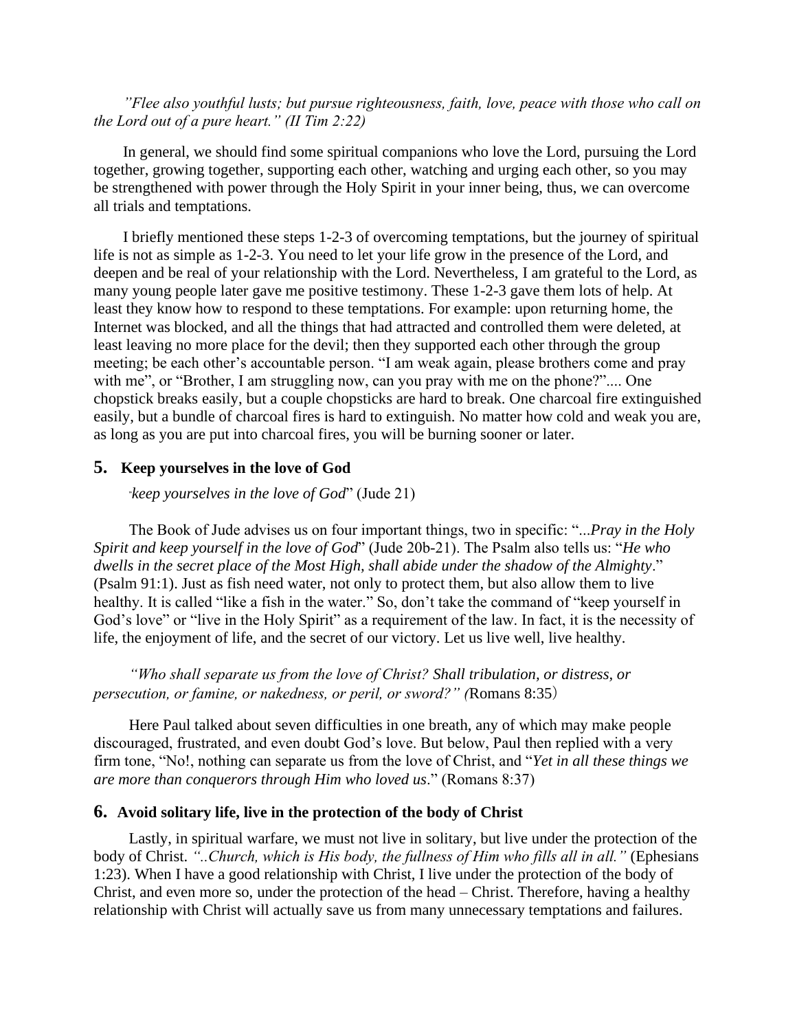*"Flee also youthful lusts; but pursue righteousness, faith, love, peace with those who call on the Lord out of a pure heart." (II Tim 2:22)*

In general, we should find some spiritual companions who love the Lord, pursuing the Lord together, growing together, supporting each other, watching and urging each other, so you may be strengthened with power through the Holy Spirit in your inner being, thus, we can overcome all trials and temptations.

I briefly mentioned these steps 1-2-3 of overcoming temptations, but the journey of spiritual life is not as simple as 1-2-3. You need to let your life grow in the presence of the Lord, and deepen and be real of your relationship with the Lord. Nevertheless, I am grateful to the Lord, as many young people later gave me positive testimony. These 1-2-3 gave them lots of help. At least they know how to respond to these temptations. For example: upon returning home, the Internet was blocked, and all the things that had attracted and controlled them were deleted, at least leaving no more place for the devil; then they supported each other through the group meeting; be each other's accountable person. "I am weak again, please brothers come and pray with me", or "Brother, I am struggling now, can you pray with me on the phone?".... One chopstick breaks easily, but a couple chopsticks are hard to break. One charcoal fire extinguished easily, but a bundle of charcoal fires is hard to extinguish. No matter how cold and weak you are, as long as you are put into charcoal fires, you will be burning sooner or later.

## 5. Keep yourselves in the love of God

"*keep yourselves in the love of God*" (Jude 21)

The Book of Jude advises us on four important things, two in specific: "*...Pray in the Holy Spirit and keep yourself in the love of God*" (Jude 20b-21). The Psalm also tells us: "*He who dwells in the secret place of the Most High, shall abide under the shadow of the Almighty*." (Psalm 91:1). Just as fish need water, not only to protect them, but also allow them to live healthy. It is called "like a fish in the water." So, don't take the command of "keep yourself in God's love" or "live in the Holy Spirit" as a requirement of the law. In fact, it is the necessity of life, the enjoyment of life, and the secret of our victory. Let us live well, live healthy.

*"Who shall separate us from the love of Christ? Shall tribulation, or distress, or persecution, or famine, or nakedness, or peril, or sword?" (*Romans 8:35)

Here Paul talked about seven difficulties in one breath, any of which may make people discouraged, frustrated, and even doubt God's love. But below, Paul then replied with a very firm tone, "No!, nothing can separate us from the love of Christ, and "*Yet in all these things we are more than conquerors through Him who loved us*." (Romans 8:37)

## 6. Avoid solitary life, live in the protection of the body of Christ

Lastly, in spiritual warfare, we must not live in solitary, but live under the protection of the body of Christ. *"..Church, which is His body, the fullness of Him who fills all in all."* (Ephesians 1:23). When I have a good relationship with Christ, I live under the protection of the body of Christ, and even more so, under the protection of the head – Christ. Therefore, having a healthy relationship with Christ will actually save us from many unnecessary temptations and failures.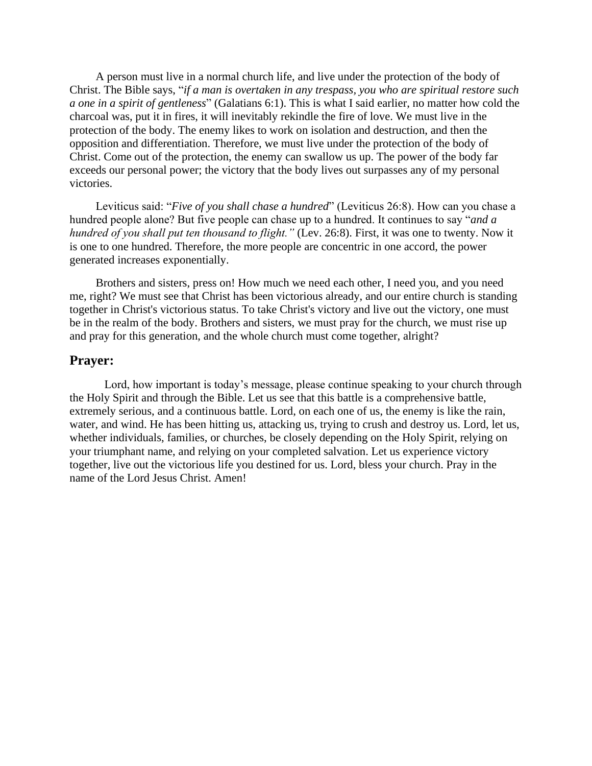A person must live in a normal church life, and live under the protection of the body of Christ. The Bible says, "*if a man is overtaken in any trespass, you who are spiritual restore such a one in a spirit of gentleness*" (Galatians 6:1). This is what I said earlier, no matter how cold the charcoal was, put it in fires, it will inevitably rekindle the fire of love. We must live in the protection of the body. The enemy likes to work on isolation and destruction, and then the opposition and differentiation. Therefore, we must live under the protection of the body of Christ. Come out of the protection, the enemy can swallow us up. The power of the body far exceeds our personal power; the victory that the body lives out surpasses any of my personal victories.

Leviticus said: "*Five of you shall chase a hundred*" (Leviticus 26:8). How can you chase a hundred people alone? But five people can chase up to a hundred. It continues to say "*and a hundred of you shall put ten thousand to flight."* (Lev. 26:8). First, it was one to twenty. Now it is one to one hundred. Therefore, the more people are concentric in one accord, the power generated increases exponentially.

Brothers and sisters, press on! How much we need each other, I need you, and you need me, right? We must see that Christ has been victorious already, and our entire church is standing together in Christ's victorious status. To take Christ's victory and live out the victory, one must be in the realm of the body. Brothers and sisters, we must pray for the church, we must rise up and pray for this generation, and the whole church must come together, alright?

## Prayer:

Lord, how important is today's message, please continue speaking to your church through the Holy Spirit and through the Bible. Let us see that this battle is a comprehensive battle, extremely serious, and a continuous battle. Lord, on each one of us, the enemy is like the rain, water, and wind. He has been hitting us, attacking us, trying to crush and destroy us. Lord, let us, whether individuals, families, or churches, be closely depending on the Holy Spirit, relying on your triumphant name, and relying on your completed salvation. Let us experience victory together, live out the victorious life you destined for us. Lord, bless your church. Pray in the name of the Lord Jesus Christ. Amen!